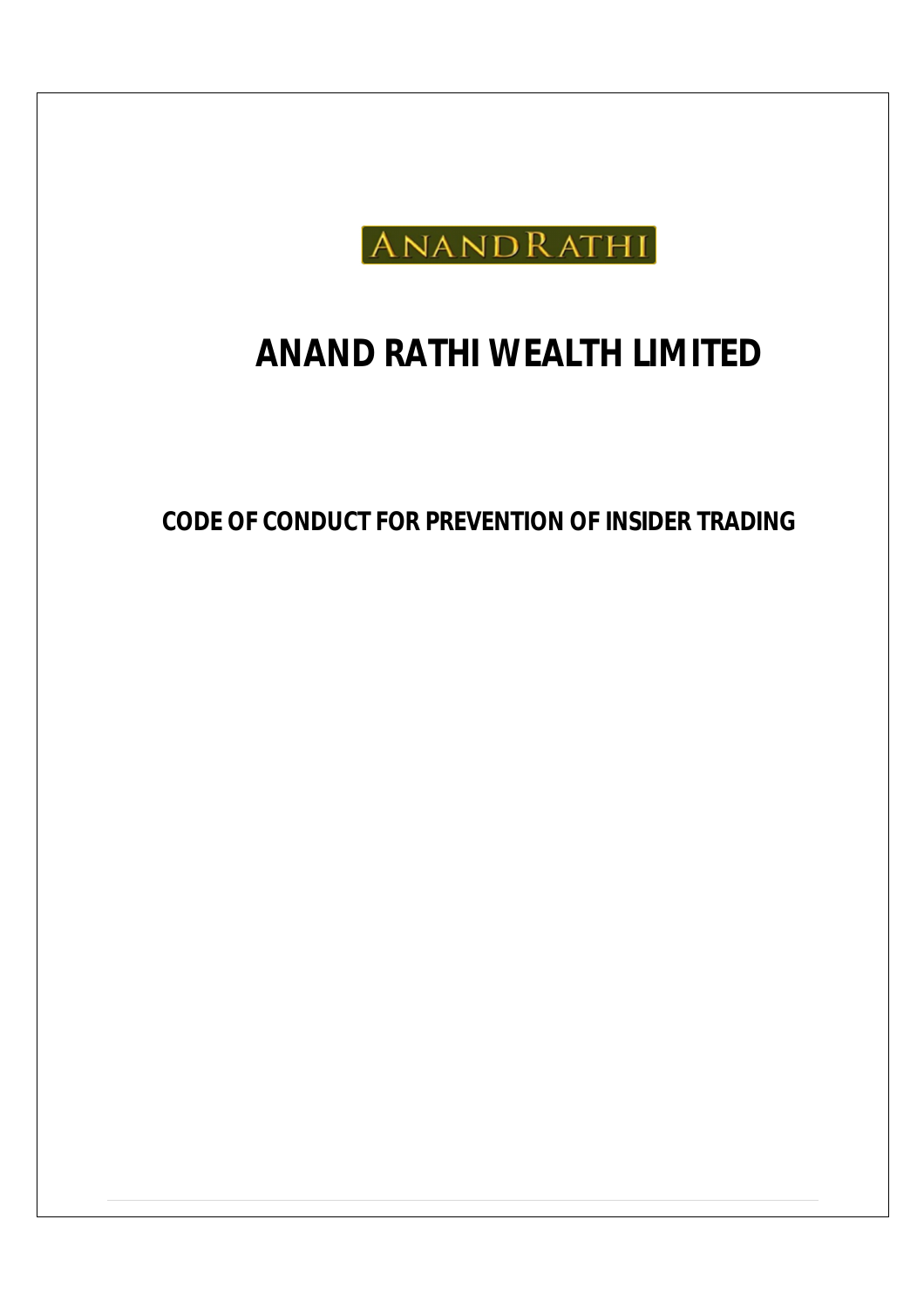ANANDRATHI

# ANAND RATHI WEALTH LIMITED

## CODE OF CONDUCT FOR PREVENTION OF INSIDER TRADING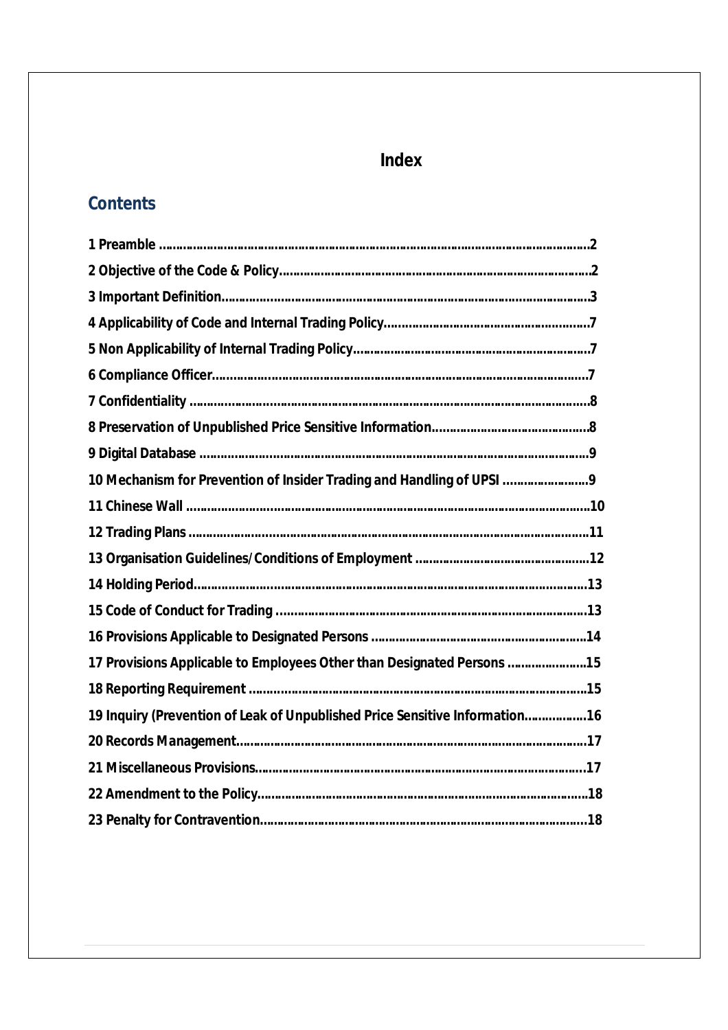# Index

## Contents

1 Preamble ....................................................................................................................2

2 Objective of the Code & Policy.......................................................................................2

3 Important Definition.......................................................................................................3

4 Applicability of Code and Internal Trading Policy...........................................................7

5 Non Applicability of Internal Trading Policy.....................................................................7

6 Compliance Officer..........................................................................................................7

7 Confidentiality .................................................................................................................8

8 Preservation of Unpublished Price Sensitive Information.............................................8

9 Digital Database ...............................................................................................................9

10 Mechanism for Prevention of Insider Trading and Handling of UPSI .........................9

11 Chinese Wall ..................................................................................................................10

12 Trading Plans .................................................................................................................11

13 Organisation Guidelines/Conditions of Employment .................................................12

14 Holding Period...............................................................................................................13

15 Code of Conduct for Trading .........................................................................................13

16 Provisions Applicable to Designated Persons ............................................................14

17 Provisions Applicable to Employees Other than Designated Persons .......................15

18 Reporting Requirement ................................................................................................15

19 Inquiry (Prevention of Leak of Unpublished Price Sensitive Information..................16

20 Records Management...................................................................................................17

21 Miscellaneous Provisions..............................................................................................17

22 Amendment to the Policy..............................................................................................18

23 Penalty for Contravention.............................................................................................18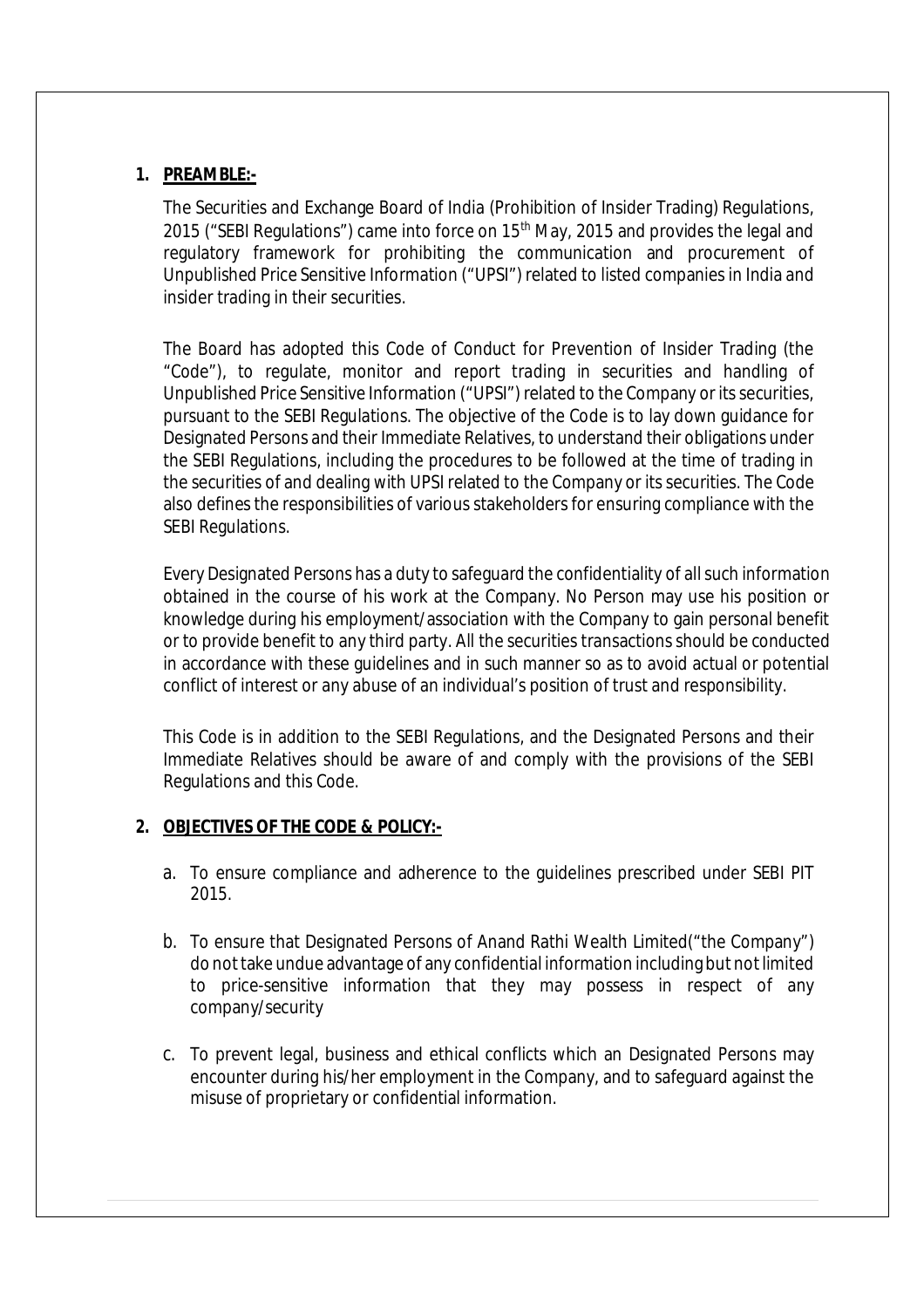## 1. PREAMBLE:-

The Securities and Exchange Board of India (Prohibition of Insider Trading) Regulations, 2015 ("SEBI Regulations") came into force on 15th May, 2015 and provides the legal and regulatory framework for prohibiting the communication and procurement of Unpublished Price Sensitive Information ("UPSI") related to listed companies in India and insider trading in their securities.

The Board has adopted this Code of Conduct for Prevention of Insider Trading (the "Code"), to regulate, monitor and report trading in securities and handling of Unpublished Price Sensitive Information ("UPSI") related to the Company or its securities, pursuant to the SEBI Regulations. The objective of the Code is to lay down guidance for Designated Persons and their Immediate Relatives, to understand their obligations under the SEBI Regulations, including the procedures to be followed at the time of trading in the securities of and dealing with UPSI related to the Company or its securities. The Code also defines the responsibilities of various stakeholders for ensuring compliance with the SEBI Regulations.

Every Designated Persons has a duty to safeguard the confidentiality of all such information obtained in the course of his work at the Company. No Person may use his position or knowledge during his employment/association with the Company to gain personal benefit or to provide benefit to any third party. All the securities transactions should be conducted in accordance with these guidelines and in such manner so as to avoid actual or potential conflict of interest or any abuse of an individual's position of trust and responsibility.

This Code is in addition to the SEBI Regulations, and the Designated Persons and their Immediate Relatives should be aware of and comply with the provisions of the SEBI Regulations and this Code.

## 2. OBJECTIVES OF THE CODE & POLICY:-

a. To ensure compliance and adherence to the guidelines prescribed under SEBI PIT 2015.

b. To ensure that Designated Persons of Anand Rathi Wealth Limited("the Company") do not take undue advantage of any confidential information including but not limited to price-sensitive information that they may possess in respect of any company/security

c. To prevent legal, business and ethical conflicts which an Designated Persons may encounter during his/her employment in the Company, and to safeguard against the misuse of proprietary or confidential information.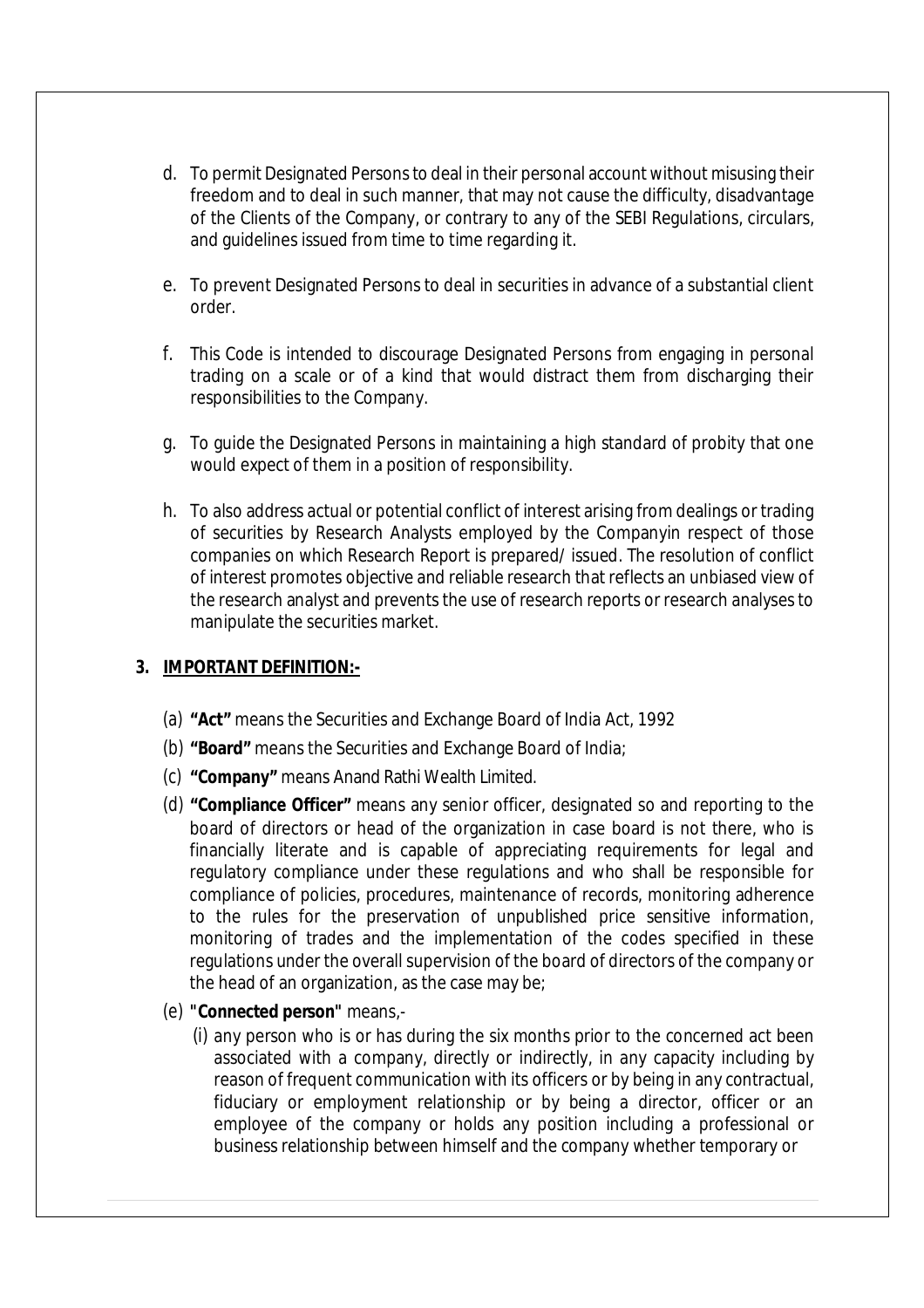d. To permit Designated Persons to deal in their personal account without misusing their freedom and to deal in such manner, that may not cause the difficulty, disadvantage of the Clients of the Company, or contrary to any of the SEBI Regulations, circulars, and guidelines issued from time to time regarding it.

e. To prevent Designated Persons to deal in securities in advance of a substantial client order.

f. This Code is intended to discourage Designated Persons from engaging in personal trading on a scale or of a kind that would distract them from discharging their responsibilities to the Company.

g. To guide the Designated Persons in maintaining a high standard of probity that one would expect of them in a position of responsibility.

h. To also address actual or potential conflict of interest arising from dealings or trading of securities by Research Analysts employed by the Companyin respect of those companies on which Research Report is prepared/ issued. The resolution of conflict of interest promotes objective and reliable research that reflects an unbiased view of the research analyst and prevents the use of research reports or research analyses to manipulate the securities market.

## 3. IMPORTANT DEFINITION:-

(a) **"Act"** means the Securities and Exchange Board of India Act, 1992

(b) **"Board"** means the Securities and Exchange Board of India;

(c) **"Company"** means Anand Rathi Wealth Limited.

(d) **"Compliance Officer"** means any senior officer, designated so and reporting to the board of directors or head of the organization in case board is not there, who is financially literate and is capable of appreciating requirements for legal and regulatory compliance under these regulations and who shall be responsible for compliance of policies, procedures, maintenance of records, monitoring adherence to the rules for the preservation of unpublished price sensitive information, monitoring of trades and the implementation of the codes specified in these regulations under the overall supervision of the board of directors of the company or the head of an organization, as the case may be;

(e) **"Connected person"** means,-

(i) any person who is or has during the six months prior to the concerned act been associated with a company, directly or indirectly, in any capacity including by reason of frequent communication with its officers or by being in any contractual, fiduciary or employment relationship or by being a director, officer or an employee of the company or holds any position including a professional or business relationship between himself and the company whether temporary or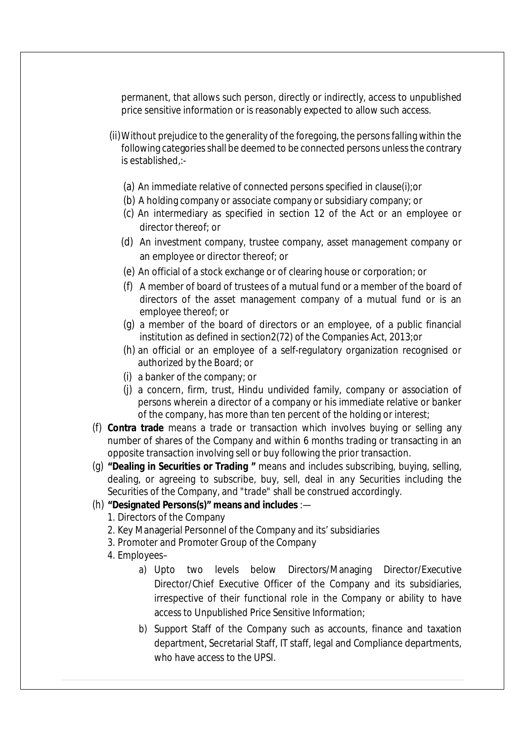permanent, that allows such person, directly or indirectly, access to unpublished price sensitive information or is reasonably expected to allow such access.

(ii) Without prejudice to the generality of the foregoing, the persons falling within the following categories shall be deemed to be connected persons unless the contrary is established,:-

(a) An immediate relative of connected persons specified in clause(i);or
(b) A holding company or associate company or subsidiary company; or
(c) An intermediary as specified in section 12 of the Act or an employee or director thereof; or
(d) An investment company, trustee company, asset management company or an employee or director thereof; or
(e) An official of a stock exchange or of clearing house or corporation; or
(f) A member of board of trustees of a mutual fund or a member of the board of directors of the asset management company of a mutual fund or is an employee thereof; or
(g) a member of the board of directors or an employee, of a public financial institution as defined in section2(72) of the Companies Act, 2013;or
(h) an official or an employee of a self-regulatory organization recognised or authorized by the Board; or
(i) a banker of the company; or
(j) a concern, firm, trust, Hindu undivided family, company or association of persons wherein a director of a company or his immediate relative or banker of the company, has more than ten percent of the holding or interest;

(f) **Contra trade** means a trade or transaction which involves buying or selling any number of shares of the Company and within 6 months trading or transacting in an opposite transaction involving sell or buy following the prior transaction.

(g) **"Dealing in Securities or Trading "** means and includes subscribing, buying, selling, dealing, or agreeing to subscribe, buy, sell, deal in any Securities including the Securities of the Company, and "trade" shall be construed accordingly.

(h) **"Designated Persons(s)" means and includes** :—

1. Directors of the Company
2. Key Managerial Personnel of the Company and its' subsidiaries
3. Promoter and Promoter Group of the Company
4. Employees–
   a) Upto two levels below Directors/Managing Director/Executive Director/Chief Executive Officer of the Company and its subsidiaries, irrespective of their functional role in the Company or ability to have access to Unpublished Price Sensitive Information;
   b) Support Staff of the Company such as accounts, finance and taxation department, Secretarial Staff, IT staff, legal and Compliance departments, who have access to the UPSI.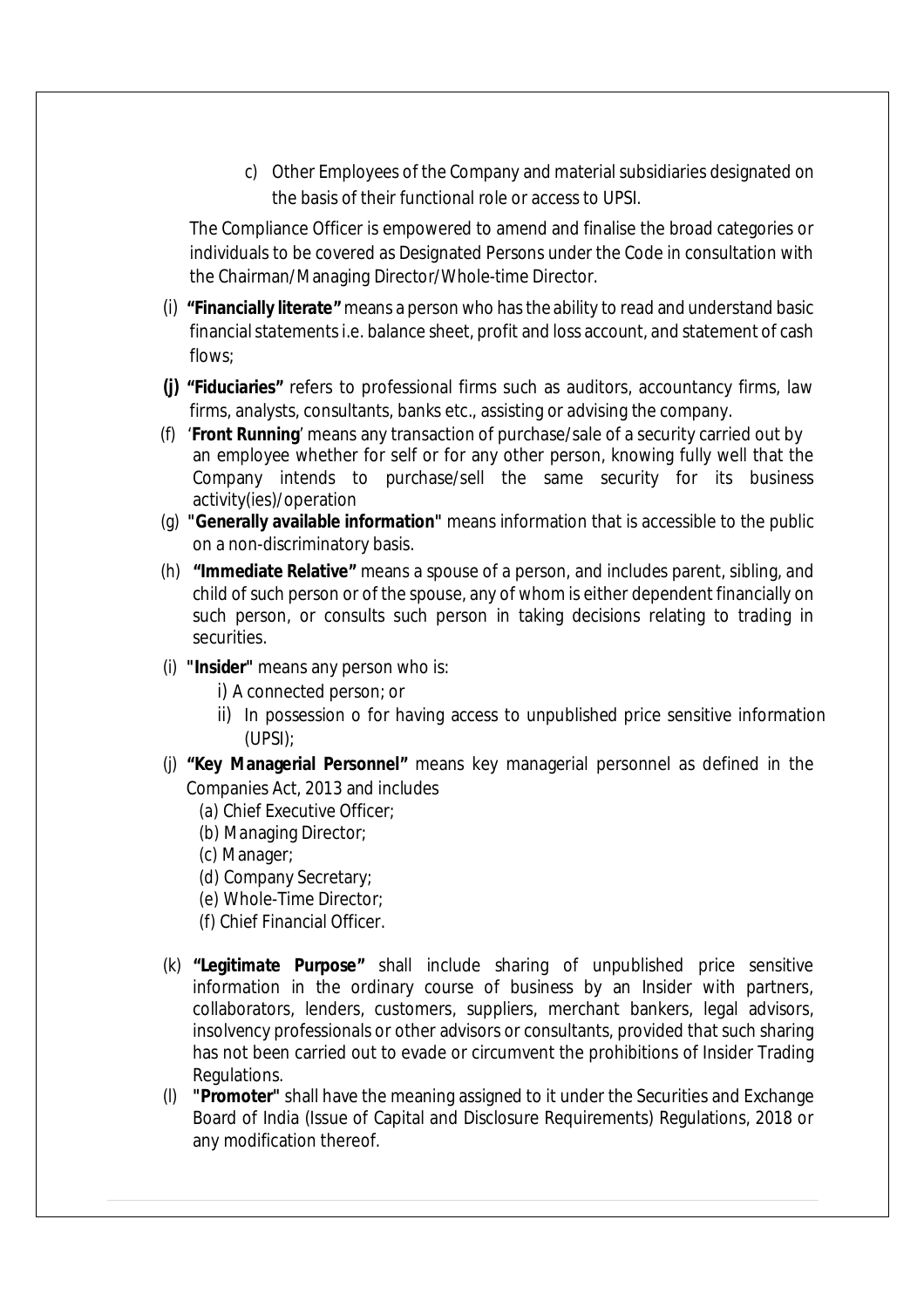c) Other Employees of the Company and material subsidiaries designated on the basis of their functional role or access to UPSI.

The Compliance Officer is empowered to amend and finalise the broad categories or individuals to be covered as Designated Persons under the Code in consultation with the Chairman/Managing Director/Whole-time Director.

(i) **"Financially literate"** means a person who has the ability to read and understand basic financial statements i.e. balance sheet, profit and loss account, and statement of cash flows;

**(j)** **"Fiduciaries"** refers to professional firms such as auditors, accountancy firms, law firms, analysts, consultants, banks etc., assisting or advising the company.

(f) '**Front Running**' means any transaction of purchase/sale of a security carried out by an employee whether for self or for any other person, knowing fully well that the Company intends to purchase/sell the same security for its business activity(ies)/operation

(g) **"Generally available information"** means information that is accessible to the public on a non-discriminatory basis.

(h) **"Immediate Relative"** means a spouse of a person, and includes parent, sibling, and child of such person or of the spouse, any of whom is either dependent financially on such person, or consults such person in taking decisions relating to trading in securities.

(i) **"Insider"** means any person who is:

i) A connected person; or

ii) In possession o for having access to unpublished price sensitive information (UPSI);

(j) **"Key Managerial Personnel"** means key managerial personnel as defined in the Companies Act, 2013 and includes

(a) Chief Executive Officer;

(b) Managing Director;

(c) Manager;

(d) Company Secretary;

(e) Whole-Time Director;

(f) Chief Financial Officer.

(k) **"Legitimate Purpose"** shall include sharing of unpublished price sensitive information in the ordinary course of business by an Insider with partners, collaborators, lenders, customers, suppliers, merchant bankers, legal advisors, insolvency professionals or other advisors or consultants, provided that such sharing has not been carried out to evade or circumvent the prohibitions of Insider Trading Regulations.

(l) **"Promoter"** shall have the meaning assigned to it under the Securities and Exchange Board of India (Issue of Capital and Disclosure Requirements) Regulations, 2018 or any modification thereof.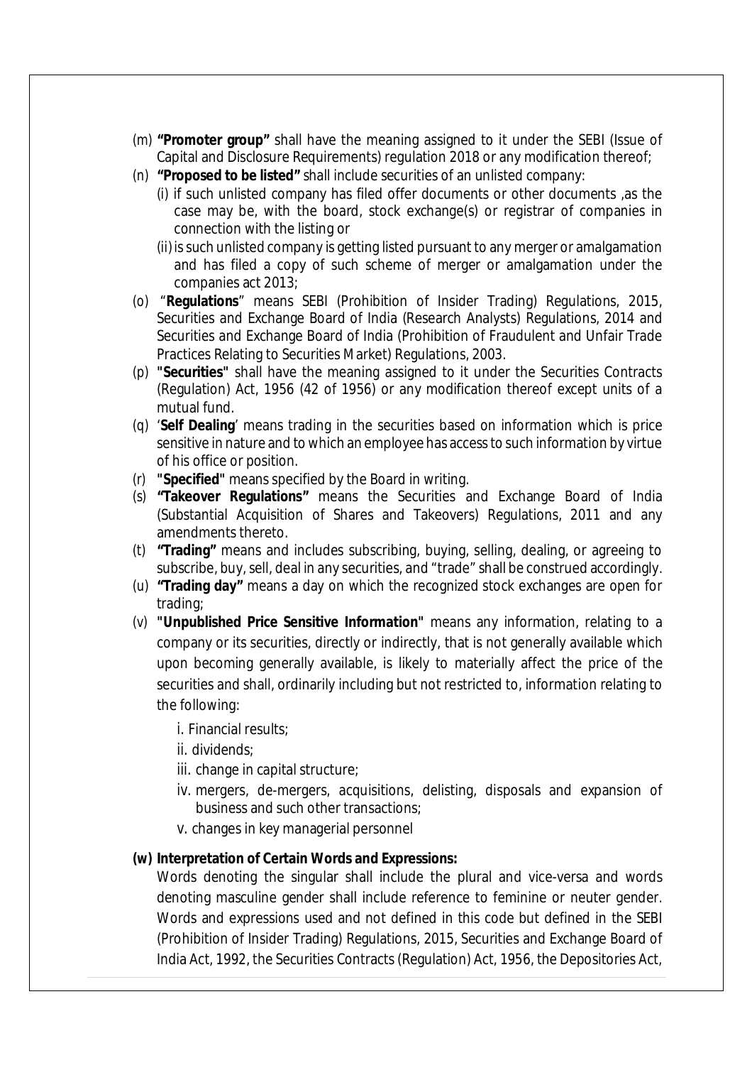(m) **"Promoter group"** shall have the meaning assigned to it under the SEBI (Issue of Capital and Disclosure Requirements) regulation 2018 or any modification thereof;

(n) **"Proposed to be listed"** shall include securities of an unlisted company:

(i) if such unlisted company has filed offer documents or other documents ,as the case may be, with the board, stock exchange(s) or registrar of companies in connection with the listing or

(ii) is such unlisted company is getting listed pursuant to any merger or amalgamation and has filed a copy of such scheme of merger or amalgamation under the companies act 2013;

(o) "**Regulations**" means SEBI (Prohibition of Insider Trading) Regulations, 2015, Securities and Exchange Board of India (Research Analysts) Regulations, 2014 and Securities and Exchange Board of India (Prohibition of Fraudulent and Unfair Trade Practices Relating to Securities Market) Regulations, 2003.

(p) **"Securities"** shall have the meaning assigned to it under the Securities Contracts (Regulation) Act, 1956 (42 of 1956) or any modification thereof except units of a mutual fund.

(q) '**Self Dealing**' means trading in the securities based on information which is price sensitive in nature and to which an employee has access to such information by virtue of his office or position.

(r) **"Specified"** means specified by the Board in writing.

(s) **"Takeover Regulations"** means the Securities and Exchange Board of India (Substantial Acquisition of Shares and Takeovers) Regulations, 2011 and any amendments thereto.

(t) **"Trading"** means and includes subscribing, buying, selling, dealing, or agreeing to subscribe, buy, sell, deal in any securities, and "trade" shall be construed accordingly.

(u) **"Trading day"** means a day on which the recognized stock exchanges are open for trading;

(v) **"Unpublished Price Sensitive Information"** means any information, relating to a company or its securities, directly or indirectly, that is not generally available which upon becoming generally available, is likely to materially affect the price of the securities and shall, ordinarily including but not restricted to, information relating to the following:

i. Financial results;

ii. dividends;

iii. change in capital structure;

iv. mergers, de-mergers, acquisitions, delisting, disposals and expansion of business and such other transactions;

v. changes in key managerial personnel

**(w) Interpretation of Certain Words and Expressions:**

Words denoting the singular shall include the plural and vice-versa and words denoting masculine gender shall include reference to feminine or neuter gender. Words and expressions used and not defined in this code but defined in the SEBI (Prohibition of Insider Trading) Regulations, 2015, Securities and Exchange Board of India Act, 1992, the Securities Contracts (Regulation) Act, 1956, the Depositories Act,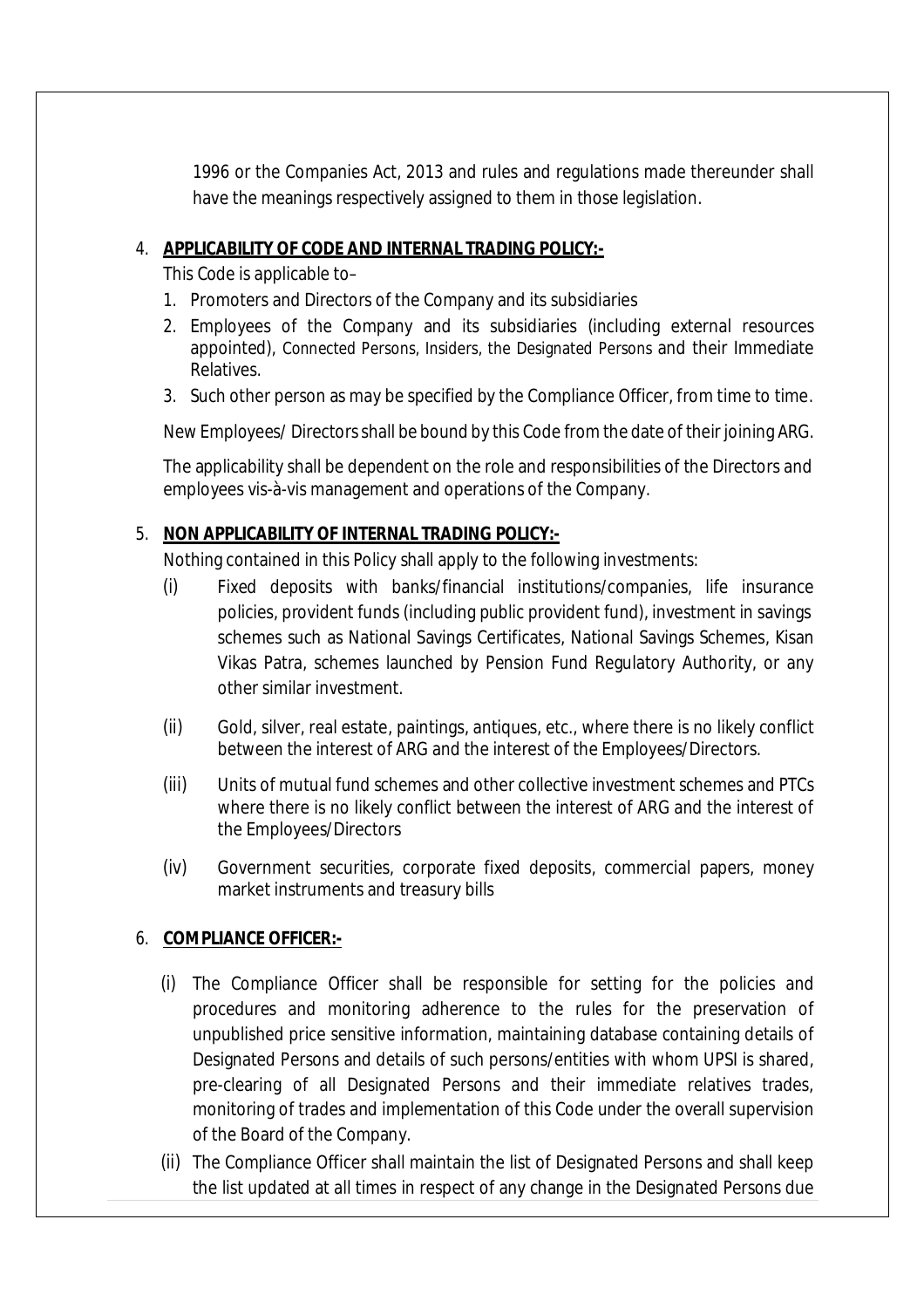1996 or the Companies Act, 2013 and rules and regulations made thereunder shall have the meanings respectively assigned to them in those legislation.

4. **APPLICABILITY OF CODE AND INTERNAL TRADING POLICY:-**

   This Code is applicable to–

   1. Promoters and Directors of the Company and its subsidiaries
   2. Employees of the Company and its subsidiaries (including external resources appointed), Connected Persons, Insiders, the Designated Persons and their Immediate Relatives.
   3. Such other person as may be specified by the Compliance Officer, from time to time.

   New Employees/ Directors shall be bound by this Code from the date of their joining ARG.

   The applicability shall be dependent on the role and responsibilities of the Directors and employees vis-à-vis management and operations of the Company.

5. **NON APPLICABILITY OF INTERNAL TRADING POLICY:-**

   Nothing contained in this Policy shall apply to the following investments:

   (i) Fixed deposits with banks/financial institutions/companies, life insurance policies, provident funds (including public provident fund), investment in savings schemes such as National Savings Certificates, National Savings Schemes, Kisan Vikas Patra, schemes launched by Pension Fund Regulatory Authority, or any other similar investment.

   (ii) Gold, silver, real estate, paintings, antiques, etc., where there is no likely conflict between the interest of ARG and the interest of the Employees/Directors.

   (iii) Units of mutual fund schemes and other collective investment schemes and PTCs where there is no likely conflict between the interest of ARG and the interest of the Employees/Directors

   (iv) Government securities, corporate fixed deposits, commercial papers, money market instruments and treasury bills

6. **COMPLIANCE OFFICER:-**

   (i) The Compliance Officer shall be responsible for setting for the policies and procedures and monitoring adherence to the rules for the preservation of unpublished price sensitive information, maintaining database containing details of Designated Persons and details of such persons/entities with whom UPSI is shared, pre-clearing of all Designated Persons and their immediate relatives trades, monitoring of trades and implementation of this Code under the overall supervision of the Board of the Company.

   (ii) The Compliance Officer shall maintain the list of Designated Persons and shall keep the list updated at all times in respect of any change in the Designated Persons due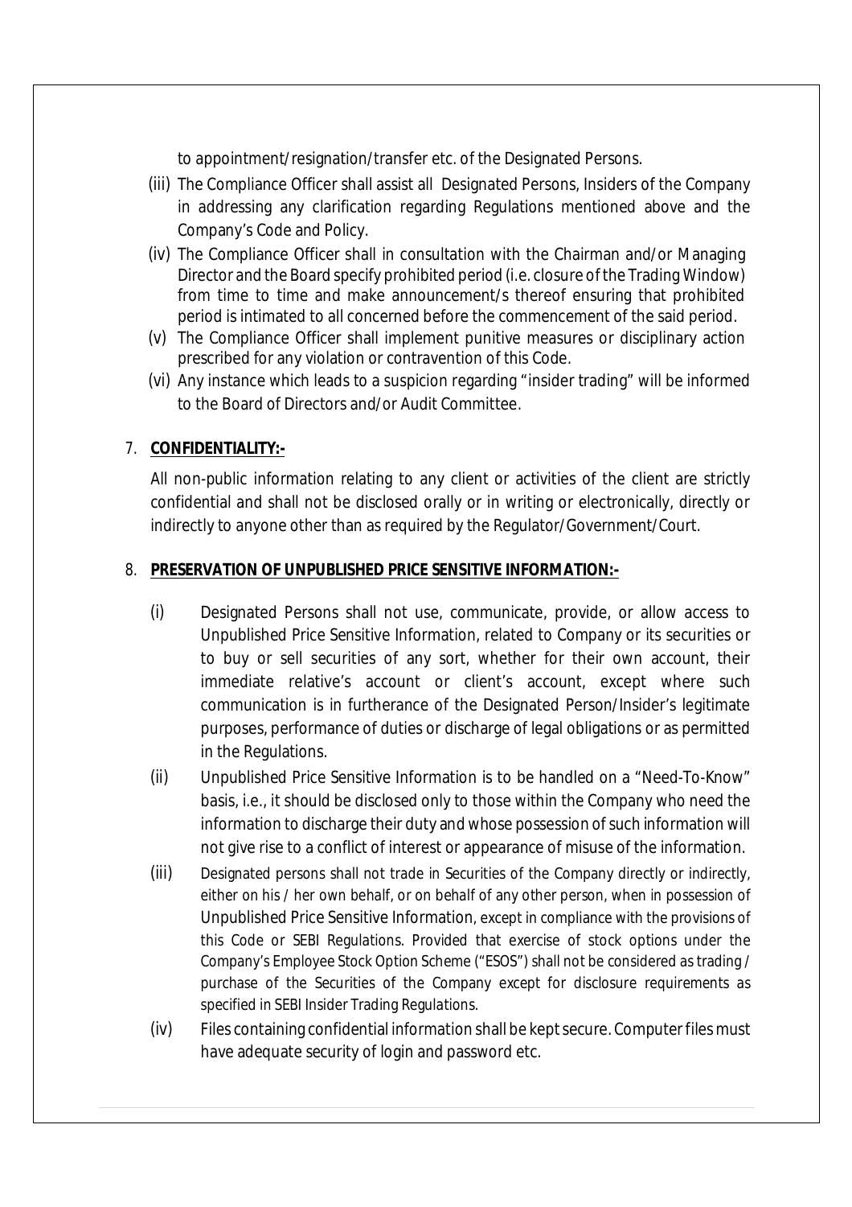to appointment/resignation/transfer etc. of the Designated Persons.

(iii) The Compliance Officer shall assist all Designated Persons, Insiders of the Company in addressing any clarification regarding Regulations mentioned above and the Company's Code and Policy.

(iv) The Compliance Officer shall in consultation with the Chairman and/or Managing Director and the Board specify prohibited period (i.e. closure of the Trading Window) from time to time and make announcement/s thereof ensuring that prohibited period is intimated to all concerned before the commencement of the said period.

(v) The Compliance Officer shall implement punitive measures or disciplinary action prescribed for any violation or contravention of this Code.

(vi) Any instance which leads to a suspicion regarding "insider trading" will be informed to the Board of Directors and/or Audit Committee.

7. **CONFIDENTIALITY:-**

All non-public information relating to any client or activities of the client are strictly confidential and shall not be disclosed orally or in writing or electronically, directly or indirectly to anyone other than as required by the Regulator/Government/Court.

8. **PRESERVATION OF UNPUBLISHED PRICE SENSITIVE INFORMATION:-**

(i) Designated Persons shall not use, communicate, provide, or allow access to Unpublished Price Sensitive Information, related to Company or its securities or to buy or sell securities of any sort, whether for their own account, their immediate relative's account or client's account, except where such communication is in furtherance of the Designated Person/Insider's legitimate purposes, performance of duties or discharge of legal obligations or as permitted in the Regulations.

(ii) Unpublished Price Sensitive Information is to be handled on a "Need-To-Know" basis, i.e., it should be disclosed only to those within the Company who need the information to discharge their duty and whose possession of such information will not give rise to a conflict of interest or appearance of misuse of the information.

(iii) Designated persons shall not trade in Securities of the Company directly or indirectly, either on his / her own behalf, or on behalf of any other person, when in possession of Unpublished Price Sensitive Information, except in compliance with the provisions of this Code or SEBI Regulations. Provided that exercise of stock options under the Company's Employee Stock Option Scheme ("ESOS") shall not be considered as trading / purchase of the Securities of the Company except for disclosure requirements as specified in SEBI Insider Trading Regulations.

(iv) Files containing confidential information shall be kept secure. Computer files must have adequate security of login and password etc.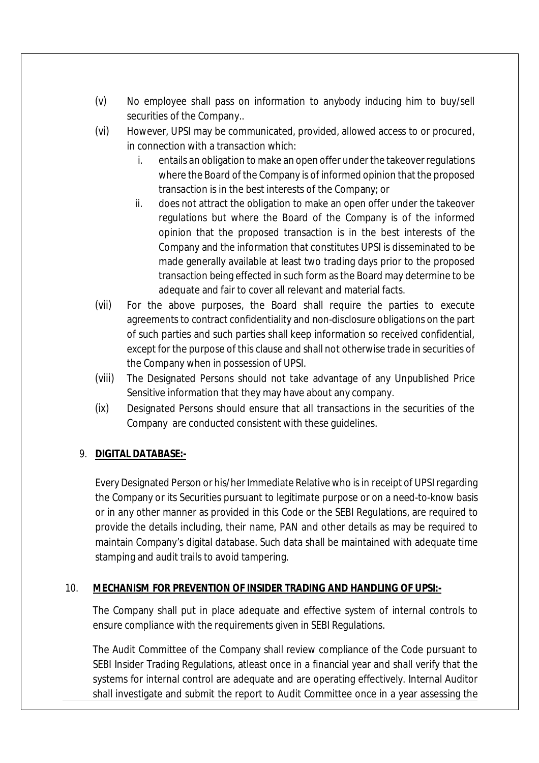(v) No employee shall pass on information to anybody inducing him to buy/sell securities of the Company..

(vi) However, UPSI may be communicated, provided, allowed access to or procured, in connection with a transaction which:

   i. entails an obligation to make an open offer under the takeover regulations where the Board of the Company is of informed opinion that the proposed transaction is in the best interests of the Company; or

   ii. does not attract the obligation to make an open offer under the takeover regulations but where the Board of the Company is of the informed opinion that the proposed transaction is in the best interests of the Company and the information that constitutes UPSI is disseminated to be made generally available at least two trading days prior to the proposed transaction being effected in such form as the Board may determine to be adequate and fair to cover all relevant and material facts.

(vii) For the above purposes, the Board shall require the parties to execute agreements to contract confidentiality and non-disclosure obligations on the part of such parties and such parties shall keep information so received confidential, except for the purpose of this clause and shall not otherwise trade in securities of the Company when in possession of UPSI.

(viii) The Designated Persons should not take advantage of any Unpublished Price Sensitive information that they may have about any company.

(ix) Designated Persons should ensure that all transactions in the securities of the Company are conducted consistent with these guidelines.

9. **DIGITAL DATABASE:-**

Every Designated Person or his/her Immediate Relative who is in receipt of UPSI regarding the Company or its Securities pursuant to legitimate purpose or on a need-to-know basis or in any other manner as provided in this Code or the SEBI Regulations, are required to provide the details including, their name, PAN and other details as may be required to maintain Company's digital database. Such data shall be maintained with adequate time stamping and audit trails to avoid tampering.

10. **MECHANISM FOR PREVENTION OF INSIDER TRADING AND HANDLING OF UPSI:-**

The Company shall put in place adequate and effective system of internal controls to ensure compliance with the requirements given in SEBI Regulations.

The Audit Committee of the Company shall review compliance of the Code pursuant to SEBI Insider Trading Regulations, atleast once in a financial year and shall verify that the systems for internal control are adequate and are operating effectively. Internal Auditor shall investigate and submit the report to Audit Committee once in a year assessing the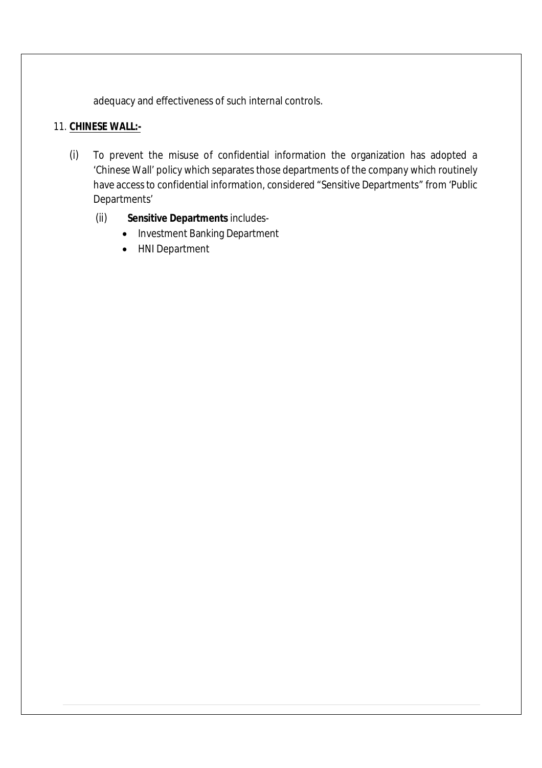adequacy and effectiveness of such internal controls.

11. **CHINESE WALL:-**

(i) To prevent the misuse of confidential information the organization has adopted a 'Chinese Wall' policy which separates those departments of the company which routinely have access to confidential information, considered "Sensitive Departments" from 'Public Departments'

(ii) **Sensitive Departments** includes-

- Investment Banking Department
- HNI Department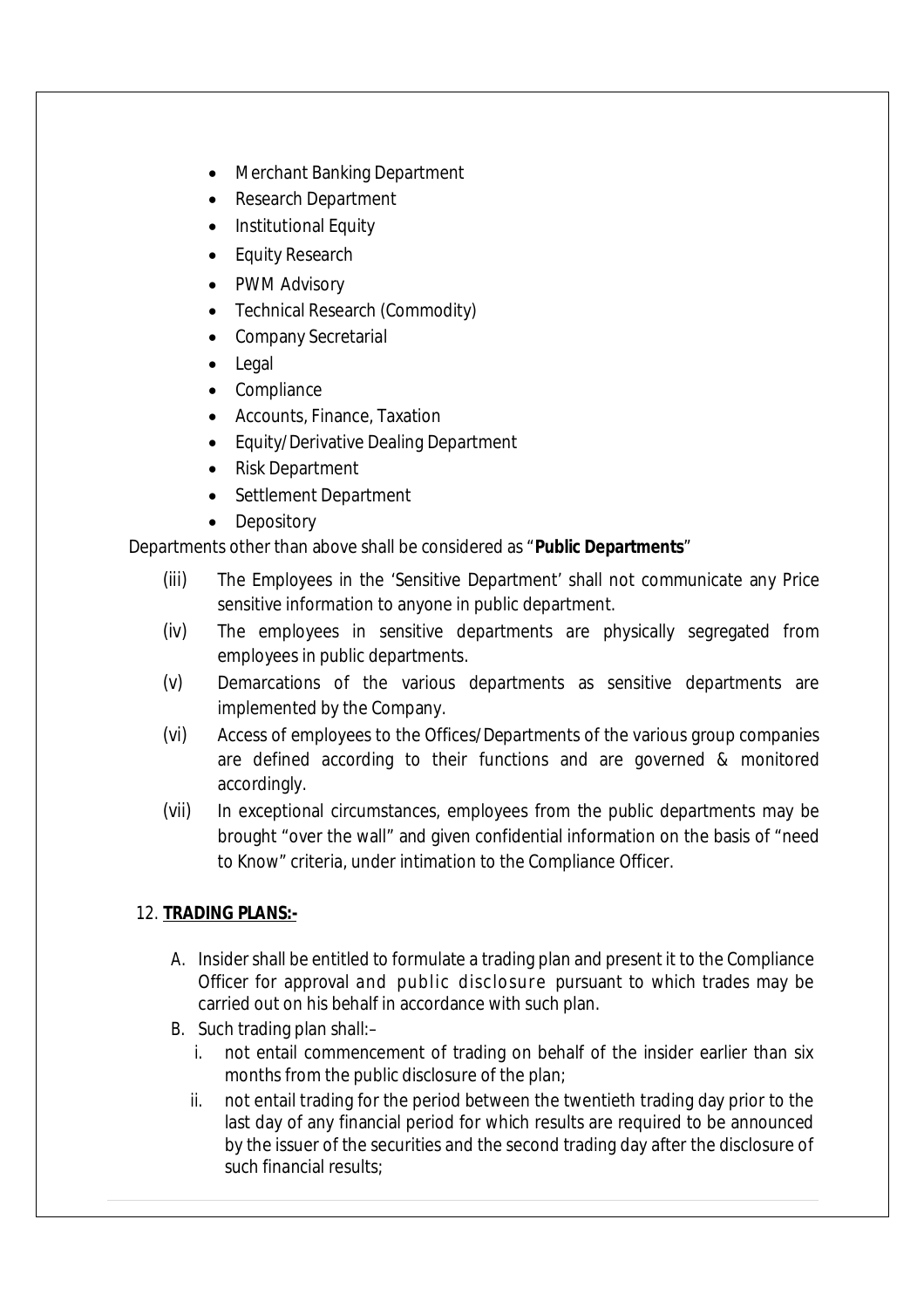- Merchant Banking Department
- Research Department
- Institutional Equity
- Equity Research
- PWM Advisory
- Technical Research (Commodity)
- Company Secretarial
- Legal
- Compliance
- Accounts, Finance, Taxation
- Equity/Derivative Dealing Department
- Risk Department
- Settlement Department
- Depository

Departments other than above shall be considered as "**Public Departments**"

(iii) The Employees in the 'Sensitive Department' shall not communicate any Price sensitive information to anyone in public department.

(iv) The employees in sensitive departments are physically segregated from employees in public departments.

(v) Demarcations of the various departments as sensitive departments are implemented by the Company.

(vi) Access of employees to the Offices/Departments of the various group companies are defined according to their functions and are governed & monitored accordingly.

(vii) In exceptional circumstances, employees from the public departments may be brought "over the wall" and given confidential information on the basis of "need to Know" criteria, under intimation to the Compliance Officer.

12. **TRADING PLANS:-**

A. Insider shall be entitled to formulate a trading plan and present it to the Compliance Officer for approval and public disclosure pursuant to which trades may be carried out on his behalf in accordance with such plan.

B. Such trading plan shall:–

   i. not entail commencement of trading on behalf of the insider earlier than six months from the public disclosure of the plan;

   ii. not entail trading for the period between the twentieth trading day prior to the last day of any financial period for which results are required to be announced by the issuer of the securities and the second trading day after the disclosure of such financial results;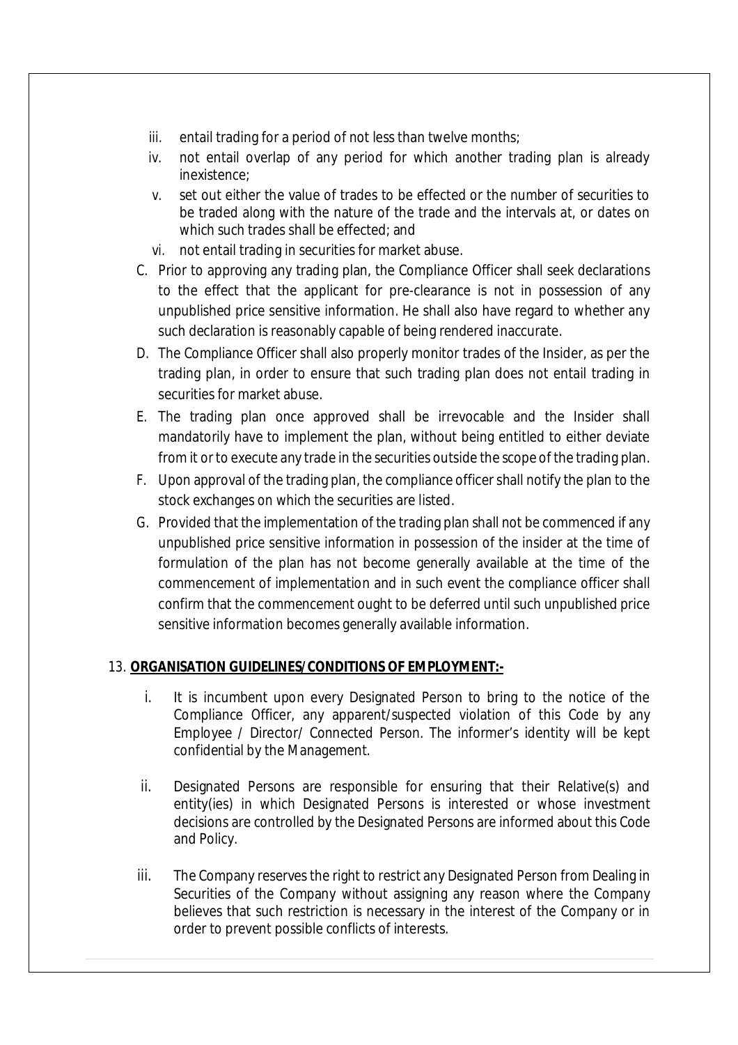iii. entail trading for a period of not less than twelve months;

iv. not entail overlap of any period for which another trading plan is already inexistence;

v. set out either the value of trades to be effected or the number of securities to be traded along with the nature of the trade and the intervals at, or dates on which such trades shall be effected; and

vi. not entail trading in securities for market abuse.

C. Prior to approving any trading plan, the Compliance Officer shall seek declarations to the effect that the applicant for pre-clearance is not in possession of any unpublished price sensitive information. He shall also have regard to whether any such declaration is reasonably capable of being rendered inaccurate.

D. The Compliance Officer shall also properly monitor trades of the Insider, as per the trading plan, in order to ensure that such trading plan does not entail trading in securities for market abuse.

E. The trading plan once approved shall be irrevocable and the Insider shall mandatorily have to implement the plan, without being entitled to either deviate from it or to execute any trade in the securities outside the scope of the trading plan.

F. Upon approval of the trading plan, the compliance officer shall notify the plan to the stock exchanges on which the securities are listed.

G. Provided that the implementation of the trading plan shall not be commenced if any unpublished price sensitive information in possession of the insider at the time of formulation of the plan has not become generally available at the time of the commencement of implementation and in such event the compliance officer shall confirm that the commencement ought to be deferred until such unpublished price sensitive information becomes generally available information.

13. **ORGANISATION GUIDELINES/CONDITIONS OF EMPLOYMENT:-**

i. It is incumbent upon every Designated Person to bring to the notice of the Compliance Officer, any apparent/suspected violation of this Code by any Employee / Director/ Connected Person. The informer's identity will be kept confidential by the Management.

ii. Designated Persons are responsible for ensuring that their Relative(s) and entity(ies) in which Designated Persons is interested or whose investment decisions are controlled by the Designated Persons are informed about this Code and Policy.

iii. The Company reserves the right to restrict any Designated Person from Dealing in Securities of the Company without assigning any reason where the Company believes that such restriction is necessary in the interest of the Company or in order to prevent possible conflicts of interests.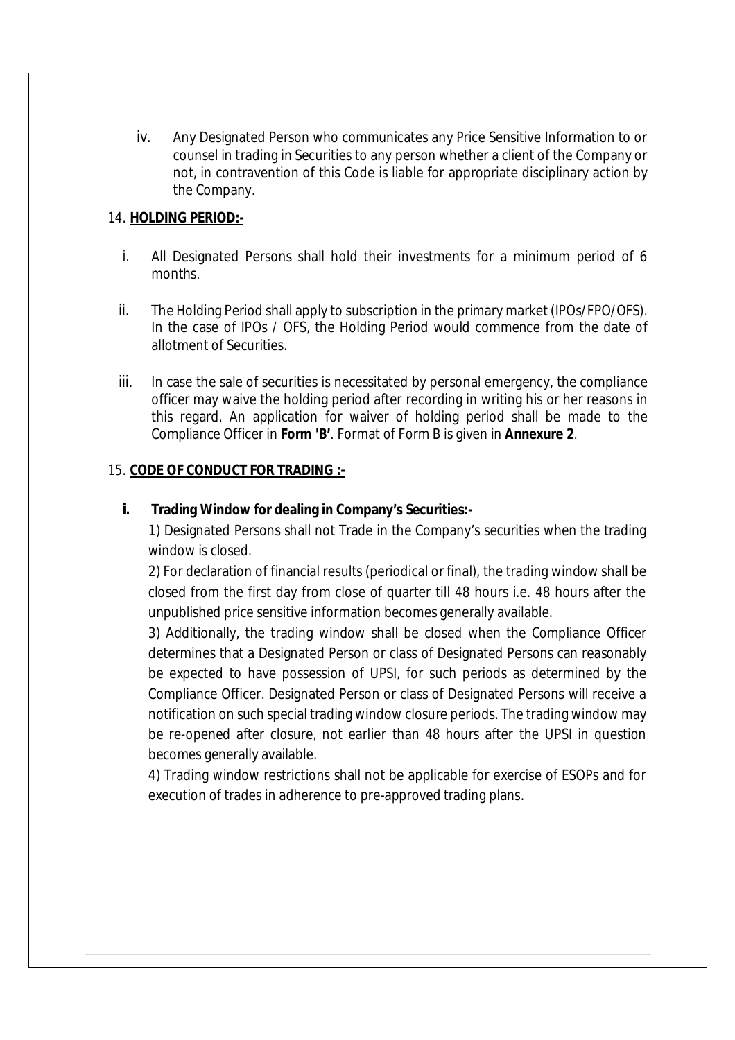iv. Any Designated Person who communicates any Price Sensitive Information to or counsel in trading in Securities to any person whether a client of the Company or not, in contravention of this Code is liable for appropriate disciplinary action by the Company.

14. **HOLDING PERIOD:-**

i. All Designated Persons shall hold their investments for a minimum period of 6 months.

ii. The Holding Period shall apply to subscription in the primary market (IPOs/FPO/OFS). In the case of IPOs / OFS, the Holding Period would commence from the date of allotment of Securities.

iii. In case the sale of securities is necessitated by personal emergency, the compliance officer may waive the holding period after recording in writing his or her reasons in this regard. An application for waiver of holding period shall be made to the Compliance Officer in **Form 'B'**. Format of Form B is given in **Annexure 2**.

15. **CODE OF CONDUCT FOR TRADING :-**

**i. Trading Window for dealing in Company's Securities:-**

1) Designated Persons shall not Trade in the Company's securities when the trading window is closed.

2) For declaration of financial results (periodical or final), the trading window shall be closed from the first day from close of quarter till 48 hours i.e. 48 hours after the unpublished price sensitive information becomes generally available.

3) Additionally, the trading window shall be closed when the Compliance Officer determines that a Designated Person or class of Designated Persons can reasonably be expected to have possession of UPSI, for such periods as determined by the Compliance Officer. Designated Person or class of Designated Persons will receive a notification on such special trading window closure periods. The trading window may be re-opened after closure, not earlier than 48 hours after the UPSI in question becomes generally available.

4) Trading window restrictions shall not be applicable for exercise of ESOPs and for execution of trades in adherence to pre-approved trading plans.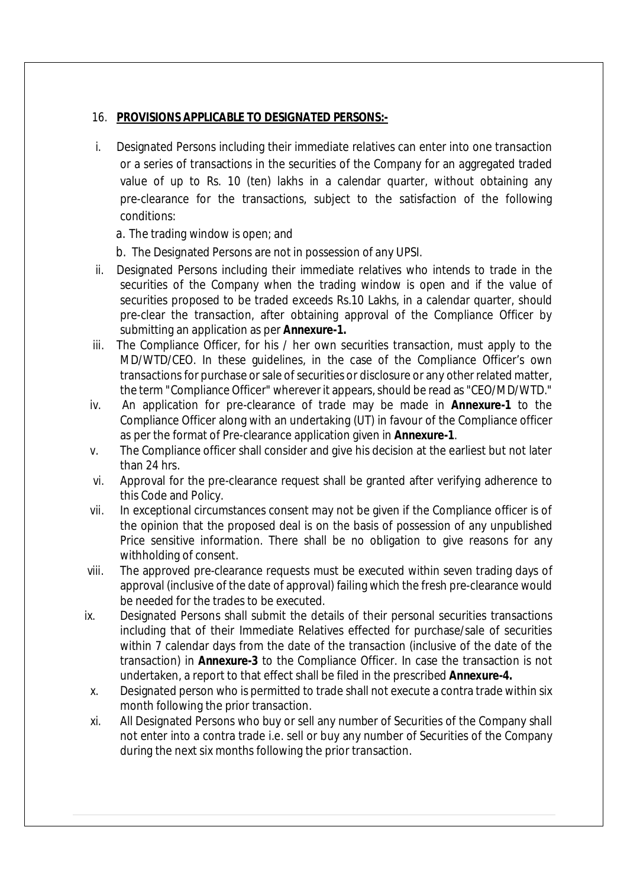16. **PROVISIONS APPLICABLE TO DESIGNATED PERSONS:-**

i. Designated Persons including their immediate relatives can enter into one transaction or a series of transactions in the securities of the Company for an aggregated traded value of up to Rs. 10 (ten) lakhs in a calendar quarter, without obtaining any pre-clearance for the transactions, subject to the satisfaction of the following conditions:

   a. The trading window is open; and

   b. The Designated Persons are not in possession of any UPSI.

ii. Designated Persons including their immediate relatives who intends to trade in the securities of the Company when the trading window is open and if the value of securities proposed to be traded exceeds Rs.10 Lakhs, in a calendar quarter, should pre-clear the transaction, after obtaining approval of the Compliance Officer by submitting an application as per **Annexure-1.**

iii. The Compliance Officer, for his / her own securities transaction, must apply to the MD/WTD/CEO. In these guidelines, in the case of the Compliance Officer's own transactions for purchase or sale of securities or disclosure or any other related matter, the term "Compliance Officer" wherever it appears, should be read as "CEO/MD/WTD."

iv. An application for pre-clearance of trade may be made in **Annexure-1** to the Compliance Officer along with an undertaking (UT) in favour of the Compliance officer as per the format of Pre-clearance application given in **Annexure-1**.

v. The Compliance officer shall consider and give his decision at the earliest but not later than 24 hrs.

vi. Approval for the pre-clearance request shall be granted after verifying adherence to this Code and Policy.

vii. In exceptional circumstances consent may not be given if the Compliance officer is of the opinion that the proposed deal is on the basis of possession of any unpublished Price sensitive information. There shall be no obligation to give reasons for any withholding of consent.

viii. The approved pre-clearance requests must be executed within seven trading days of approval (inclusive of the date of approval) failing which the fresh pre-clearance would be needed for the trades to be executed.

ix. Designated Persons shall submit the details of their personal securities transactions including that of their Immediate Relatives effected for purchase/sale of securities within 7 calendar days from the date of the transaction (inclusive of the date of the transaction) in **Annexure-3** to the Compliance Officer. In case the transaction is not undertaken, a report to that effect shall be filed in the prescribed **Annexure-4.**

x. Designated person who is permitted to trade shall not execute a contra trade within six month following the prior transaction.

xi. All Designated Persons who buy or sell any number of Securities of the Company shall not enter into a contra trade i.e. sell or buy any number of Securities of the Company during the next six months following the prior transaction.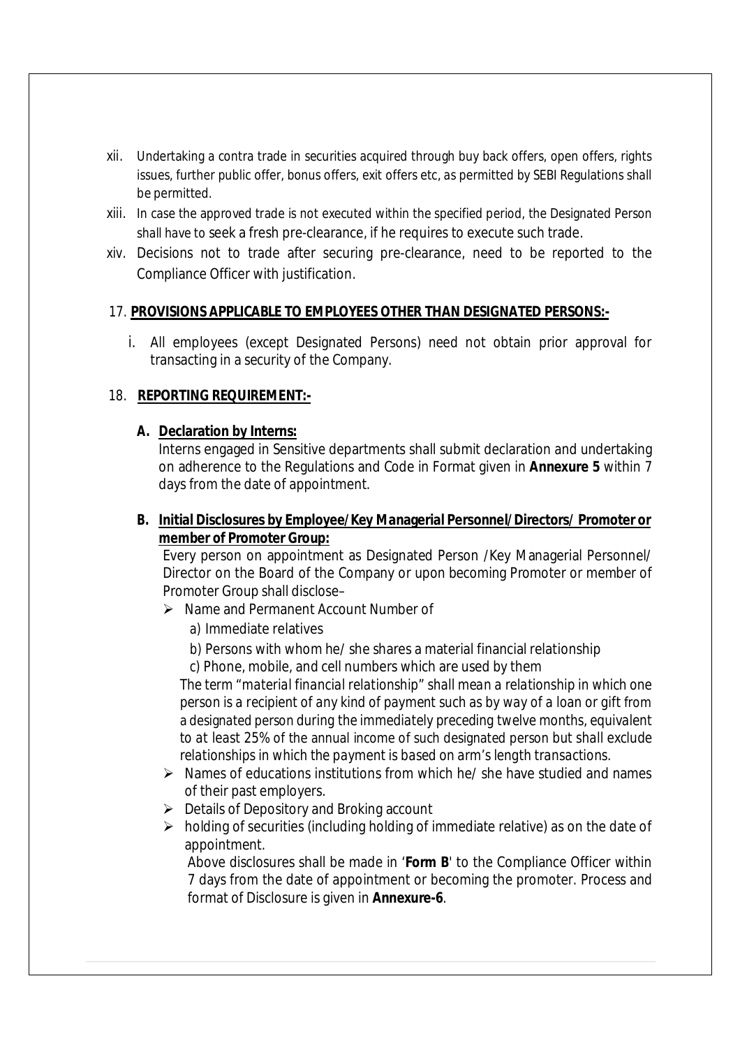xii. Undertaking a contra trade in securities acquired through buy back offers, open offers, rights issues, further public offer, bonus offers, exit offers etc, as permitted by SEBI Regulations shall be permitted.

xiii. In case the approved trade is not executed within the specified period, the Designated Person shall have to seek a fresh pre-clearance, if he requires to execute such trade.

xiv. Decisions not to trade after securing pre-clearance, need to be reported to the Compliance Officer with justification.

17. **PROVISIONS APPLICABLE TO EMPLOYEES OTHER THAN DESIGNATED PERSONS:-**

i. All employees (except Designated Persons) need not obtain prior approval for transacting in a security of the Company.

18. **REPORTING REQUIREMENT:-**

**A. Declaration by Interns:**

Interns engaged in Sensitive departments shall submit declaration and undertaking on adherence to the Regulations and Code in Format given in **Annexure 5** within 7 days from the date of appointment.

**B. Initial Disclosures by Employee/Key Managerial Personnel/Directors/ Promoter or member of Promoter Group:**

Every person on appointment as Designated Person /Key Managerial Personnel/ Director on the Board of the Company or upon becoming Promoter or member of Promoter Group shall disclose–

- Name and Permanent Account Number of
  - a) Immediate relatives
  - b) Persons with whom he/ she shares a material financial relationship
  - c) Phone, mobile, and cell numbers which are used by them

  The term "material financial relationship" shall mean a relationship in which one person is a recipient of any kind of payment such as by way of a loan or gift from a designated person during the immediately preceding twelve months, equivalent to at least 25% of the annual income of such designated person but shall exclude relationships in which the payment is based on arm's length transactions.
- Names of educations institutions from which he/ she have studied and names of their past employers.
- Details of Depository and Broking account
- holding of securities (including holding of immediate relative) as on the date of appointment.

  Above disclosures shall be made in '**Form B**' to the Compliance Officer within 7 days from the date of appointment or becoming the promoter. Process and format of Disclosure is given in **Annexure-6**.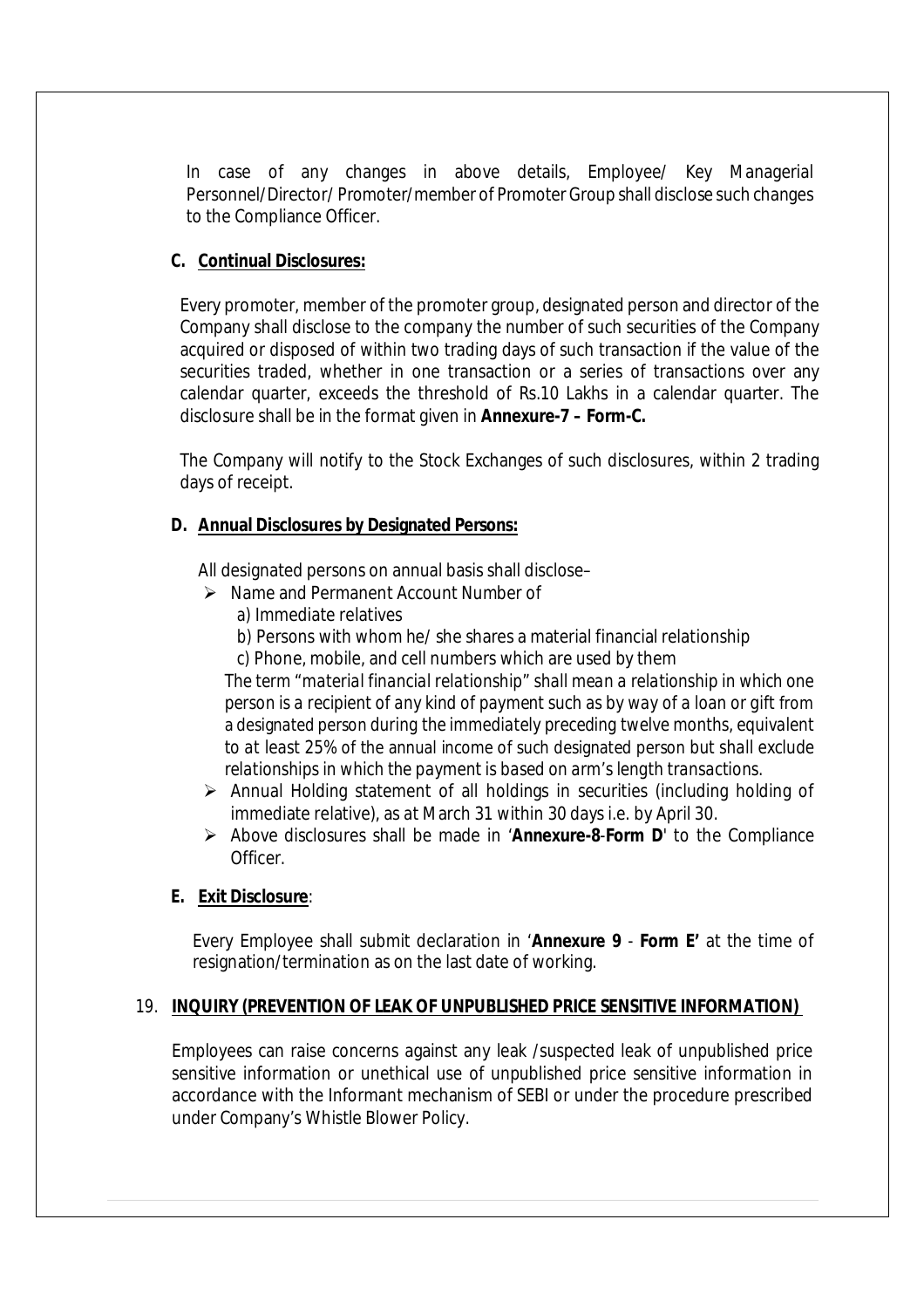In case of any changes in above details, Employee/ Key Managerial Personnel/Director/ Promoter/member of Promoter Group shall disclose such changes to the Compliance Officer.

**C. Continual Disclosures:**

Every promoter, member of the promoter group, designated person and director of the Company shall disclose to the company the number of such securities of the Company acquired or disposed of within two trading days of such transaction if the value of the securities traded, whether in one transaction or a series of transactions over any calendar quarter, exceeds the threshold of Rs.10 Lakhs in a calendar quarter. The disclosure shall be in the format given in **Annexure-7 – Form-C.**

The Company will notify to the Stock Exchanges of such disclosures, within 2 trading days of receipt.

**D. Annual Disclosures by Designated Persons:**

All designated persons on annual basis shall disclose–

- Name and Permanent Account Number of
  - a) Immediate relatives
  - b) Persons with whom he/ she shares a material financial relationship
  - c) Phone, mobile, and cell numbers which are used by them

  *The term "material financial relationship" shall mean a relationship in which one person is a recipient of any kind of payment such as by way of a loan or gift from a designated person during the immediately preceding twelve months, equivalent to at least 25% of the annual income of such designated person but shall exclude relationships in which the payment is based on arm's length transactions.*
- Annual Holding statement of all holdings in securities (including holding of immediate relative), as at March 31 within 30 days i.e. by April 30.
- Above disclosures shall be made in '**Annexure-8**-**Form D**' to the Compliance Officer.

**E. Exit Disclosure**:

Every Employee shall submit declaration in '**Annexure 9** - **Form E'** at the time of resignation/termination as on the last date of working.

## 19. INQUIRY (PREVENTION OF LEAK OF UNPUBLISHED PRICE SENSITIVE INFORMATION)

Employees can raise concerns against any leak /suspected leak of unpublished price sensitive information or unethical use of unpublished price sensitive information in accordance with the Informant mechanism of SEBI or under the procedure prescribed under Company's Whistle Blower Policy.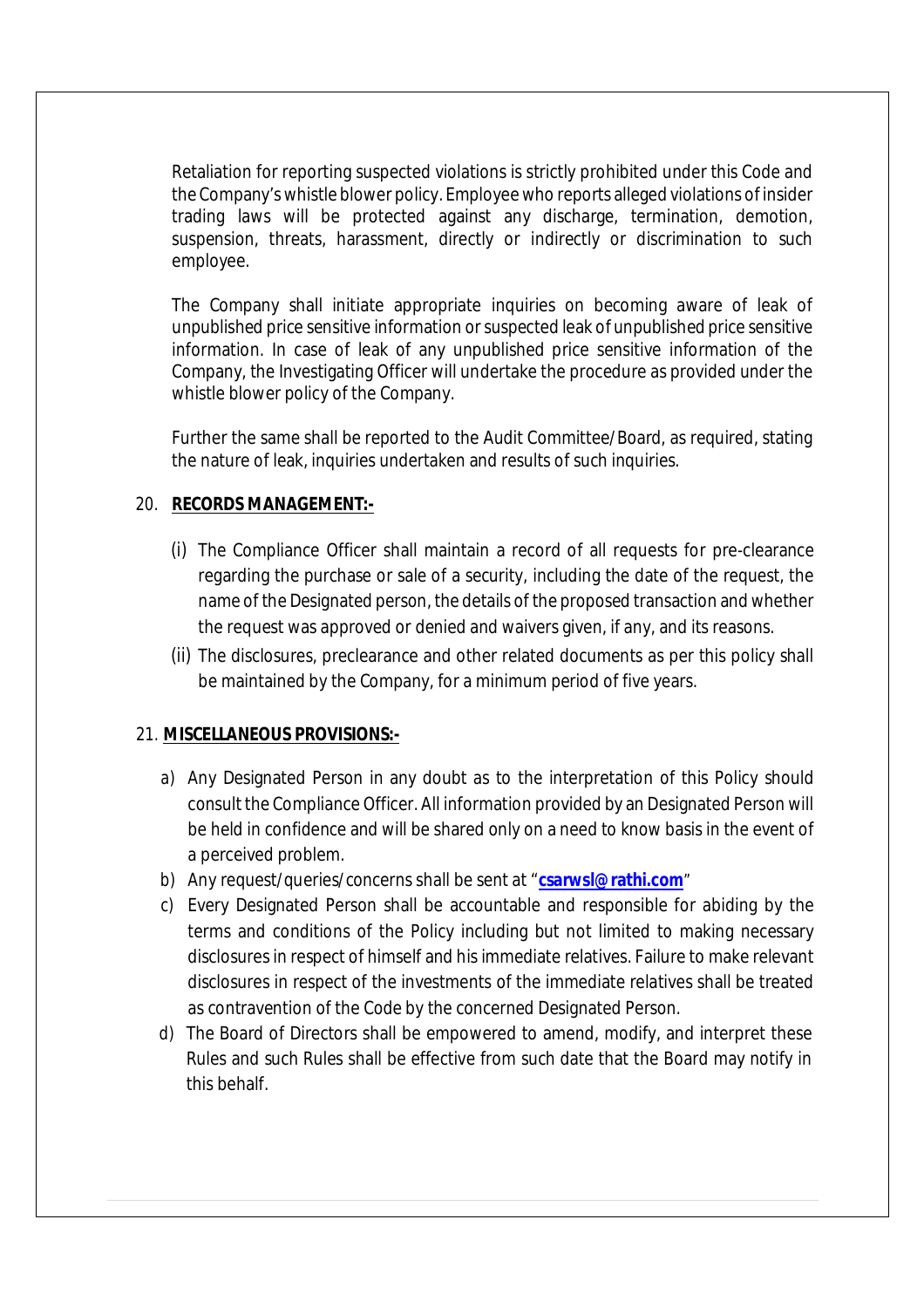Retaliation for reporting suspected violations is strictly prohibited under this Code and the Company's whistle blower policy. Employee who reports alleged violations of insider trading laws will be protected against any discharge, termination, demotion, suspension, threats, harassment, directly or indirectly or discrimination to such employee.

The Company shall initiate appropriate inquiries on becoming aware of leak of unpublished price sensitive information or suspected leak of unpublished price sensitive information. In case of leak of any unpublished price sensitive information of the Company, the Investigating Officer will undertake the procedure as provided under the whistle blower policy of the Company.

Further the same shall be reported to the Audit Committee/Board, as required, stating the nature of leak, inquiries undertaken and results of such inquiries.

## 20. RECORDS MANAGEMENT:-

(i) The Compliance Officer shall maintain a record of all requests for pre-clearance regarding the purchase or sale of a security, including the date of the request, the name of the Designated person, the details of the proposed transaction and whether the request was approved or denied and waivers given, if any, and its reasons.

(ii) The disclosures, preclearance and other related documents as per this policy shall be maintained by the Company, for a minimum period of five years.

## 21. MISCELLANEOUS PROVISIONS:-

a) Any Designated Person in any doubt as to the interpretation of this Policy should consult the Compliance Officer. All information provided by an Designated Person will be held in confidence and will be shared only on a need to know basis in the event of a perceived problem.

b) Any request/queries/concerns shall be sent at "**csarwsl@rathi.com**"

c) Every Designated Person shall be accountable and responsible for abiding by the terms and conditions of the Policy including but not limited to making necessary disclosures in respect of himself and his immediate relatives. Failure to make relevant disclosures in respect of the investments of the immediate relatives shall be treated as contravention of the Code by the concerned Designated Person.

d) The Board of Directors shall be empowered to amend, modify, and interpret these Rules and such Rules shall be effective from such date that the Board may notify in this behalf.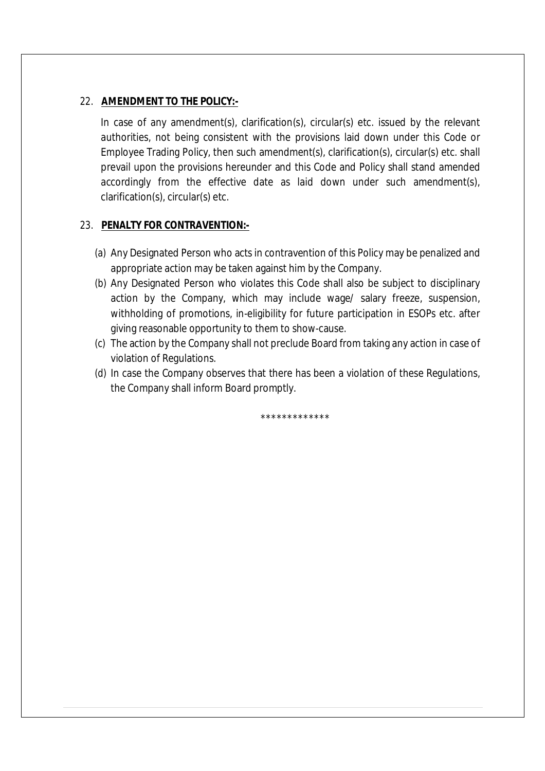22. **AMENDMENT TO THE POLICY:-**

In case of any amendment(s), clarification(s), circular(s) etc. issued by the relevant authorities, not being consistent with the provisions laid down under this Code or Employee Trading Policy, then such amendment(s), clarification(s), circular(s) etc. shall prevail upon the provisions hereunder and this Code and Policy shall stand amended accordingly from the effective date as laid down under such amendment(s), clarification(s), circular(s) etc.

23. **PENALTY FOR CONTRAVENTION:-**

(a) Any Designated Person who acts in contravention of this Policy may be penalized and appropriate action may be taken against him by the Company.

(b) Any Designated Person who violates this Code shall also be subject to disciplinary action by the Company, which may include wage/ salary freeze, suspension, withholding of promotions, in-eligibility for future participation in ESOPs etc. after giving reasonable opportunity to them to show-cause.

(c) The action by the Company shall not preclude Board from taking any action in case of violation of Regulations.

(d) In case the Company observes that there has been a violation of these Regulations, the Company shall inform Board promptly.

*************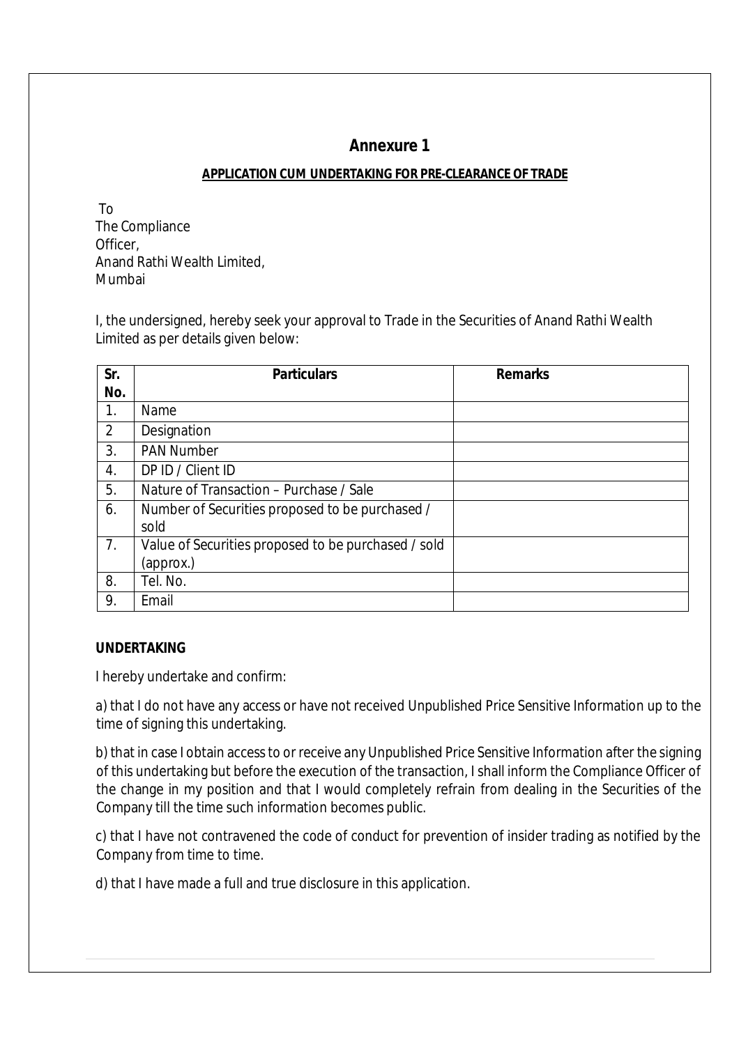# Annexure 1

## APPLICATION CUM UNDERTAKING FOR PRE-CLEARANCE OF TRADE

To
The Compliance
Officer,
Anand Rathi Wealth Limited,
Mumbai

I, the undersigned, hereby seek your approval to Trade in the Securities of Anand Rathi Wealth Limited as per details given below:

| Sr. No. | Particulars | Remarks |
|---|---|---|
| 1. | Name | |
| 2 | Designation | |
| 3. | PAN Number | |
| 4. | DP ID / Client ID | |
| 5. | Nature of Transaction – Purchase / Sale | |
| 6. | Number of Securities proposed to be purchased / sold | |
| 7. | Value of Securities proposed to be purchased / sold (approx.) | |
| 8. | Tel. No. | |
| 9. | Email | |

**UNDERTAKING**

I hereby undertake and confirm:

a) that I do not have any access or have not received Unpublished Price Sensitive Information up to the time of signing this undertaking.

b) that in case I obtain access to or receive any Unpublished Price Sensitive Information after the signing of this undertaking but before the execution of the transaction, I shall inform the Compliance Officer of the change in my position and that I would completely refrain from dealing in the Securities of the Company till the time such information becomes public.

c) that I have not contravened the code of conduct for prevention of insider trading as notified by the Company from time to time.

d) that I have made a full and true disclosure in this application.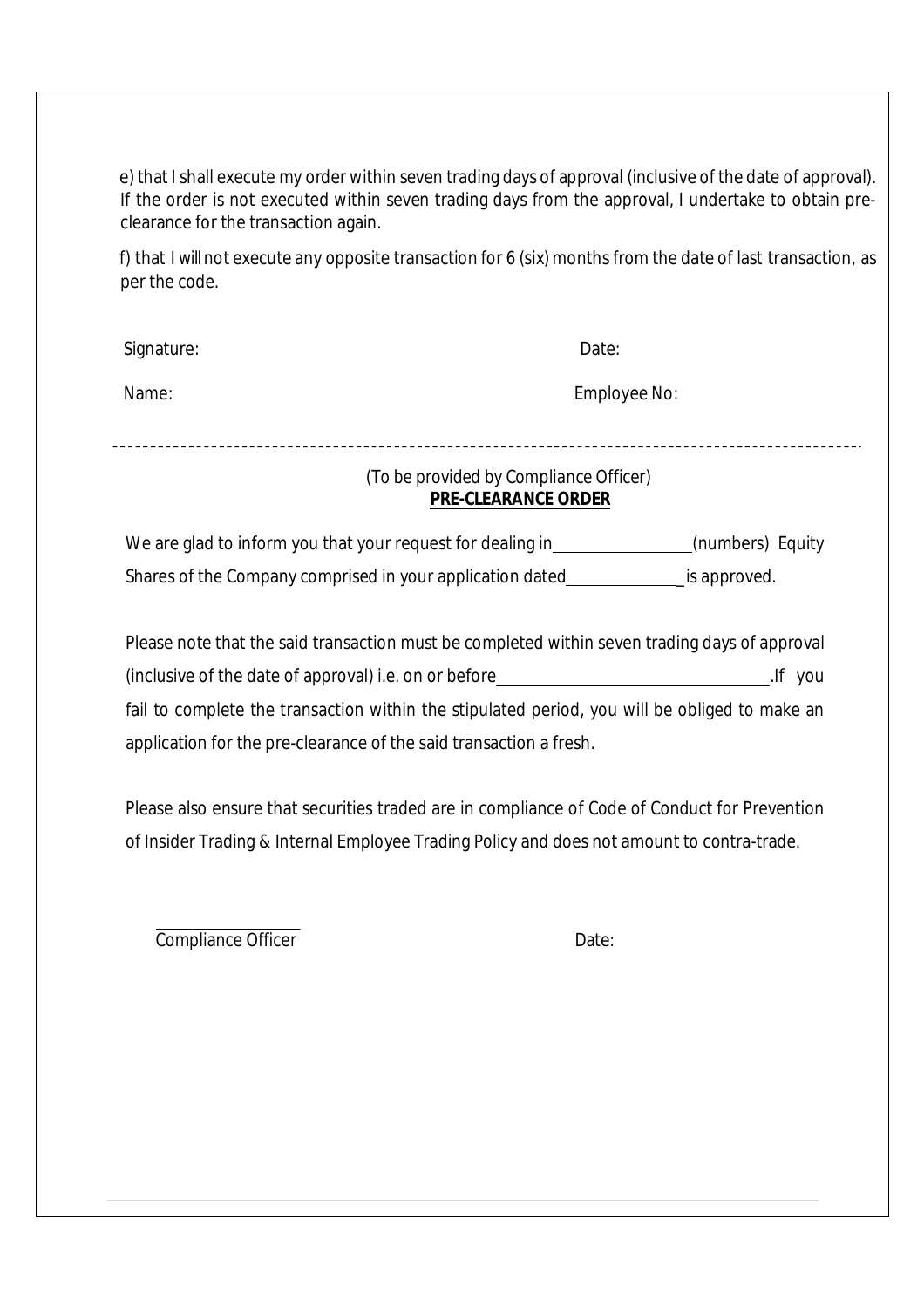e) that I shall execute my order within seven trading days of approval (inclusive of the date of approval). If the order is not executed within seven trading days from the approval, I undertake to obtain pre-clearance for the transaction again.

f) that I will not execute any opposite transaction for 6 (six) months from the date of last transaction, as per the code.

Signature: Date:

Name: Employee No:

---

(To be provided by Compliance Officer)

**PRE-CLEARANCE ORDER**

We are glad to inform you that your request for dealing in ________________ (numbers) Equity Shares of the Company comprised in your application dated ______________ is approved.

Please note that the said transaction must be completed within seven trading days of approval (inclusive of the date of approval) i.e. on or before ________________________________. If you fail to complete the transaction within the stipulated period, you will be obliged to make an application for the pre-clearance of the said transaction a fresh.

Please also ensure that securities traded are in compliance of Code of Conduct for Prevention of Insider Trading & Internal Employee Trading Policy and does not amount to contra-trade.

__________________

Compliance Officer Date: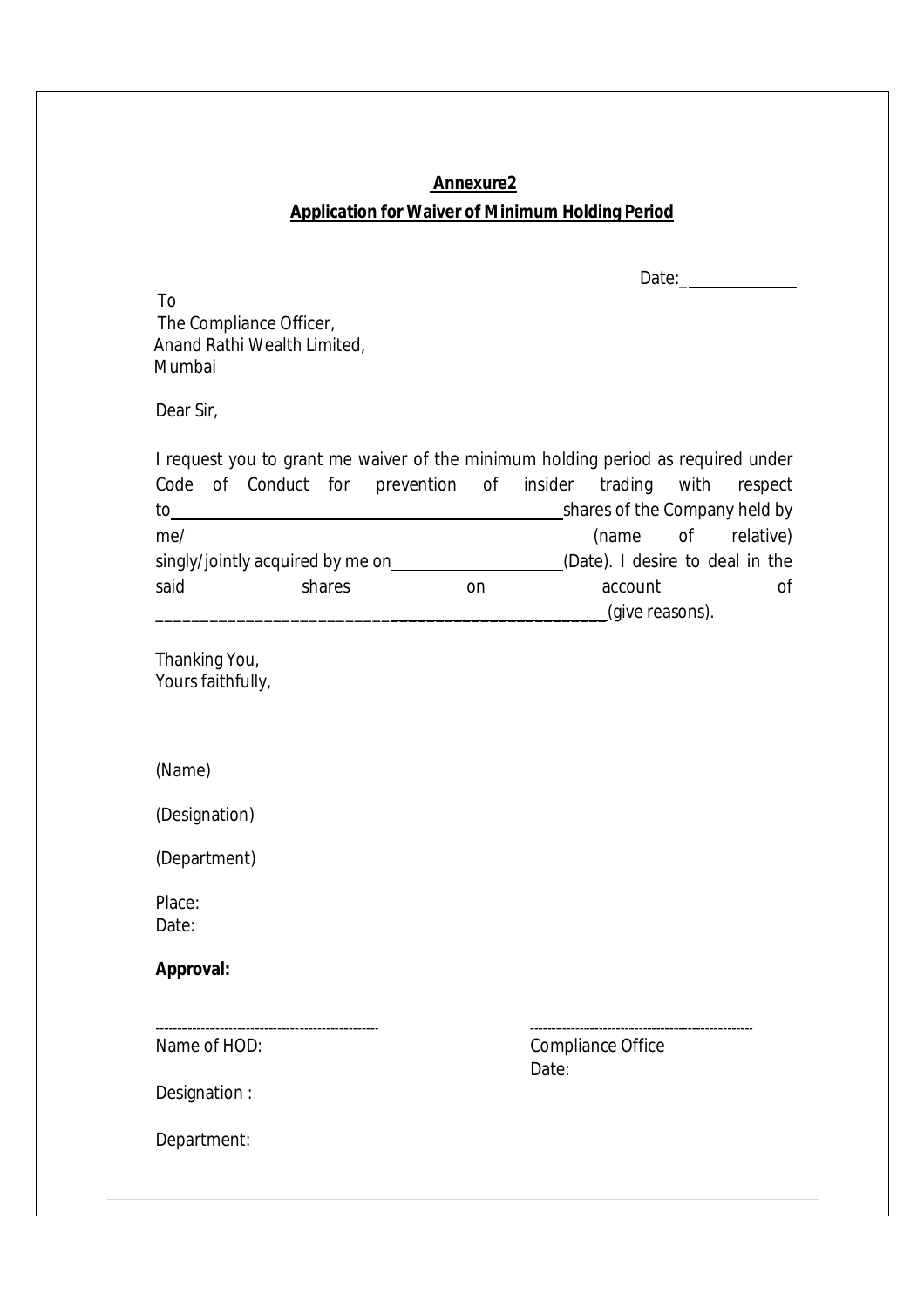**Annexure2**

**Application for Waiver of Minimum Holding Period**

Date:_______________

To
The Compliance Officer,
Anand Rathi Wealth Limited,
Mumbai

Dear Sir,

I request you to grant me waiver of the minimum holding period as required under Code of Conduct for prevention of insider trading with respect to_____________________________________shares of the Company held by me/________________________________________(name of relative) singly/jointly acquired by me on_________________(Date). I desire to deal in the said shares on account of ___________________________________________(give reasons).

Thanking You,
Yours faithfully,

(Name)

(Designation)

(Department)

Place:
Date:

**Approval:**

| ------------------------------------ | ------------------------------------ |
|---|---|
| Name of HOD: | Compliance Office |
| | Date: |
| Designation : | |
| Department: | |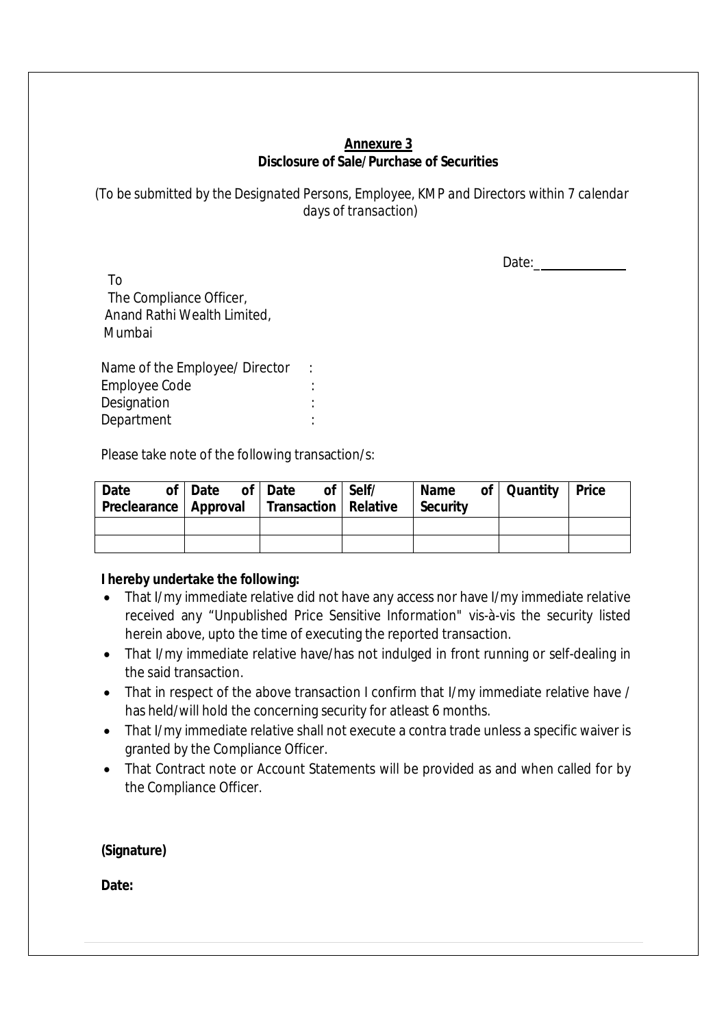## Annexure 3

**Disclosure of Sale/Purchase of Securities**

*(To be submitted by the Designated Persons, Employee, KMP and Directors within 7 calendar days of transaction)*

Date:\_\_\_\_\_\_\_\_\_\_\_\_

To
The Compliance Officer,
Anand Rathi Wealth Limited,
Mumbai

Name of the Employee/ Director :
Employee Code :
Designation :
Department :

Please take note of the following transaction/s:

| Date of Preclearance | Date of Approval | Date of Transaction | Self/ Relative | Name of Security | Quantity | Price |
|---|---|---|---|---|---|---|
| | | | | | | |
| | | | | | | |

**I hereby undertake the following:**

- That I/my immediate relative did not have any access nor have I/my immediate relative received any "Unpublished Price Sensitive Information" vis-à-vis the security listed herein above, upto the time of executing the reported transaction.
- That I/my immediate relative have/has not indulged in front running or self-dealing in the said transaction.
- That in respect of the above transaction I confirm that I/my immediate relative have / has held/will hold the concerning security for atleast 6 months.
- That I/my immediate relative shall not execute a contra trade unless a specific waiver is granted by the Compliance Officer.
- That Contract note or Account Statements will be provided as and when called for by the Compliance Officer.

**(Signature)**

**Date:**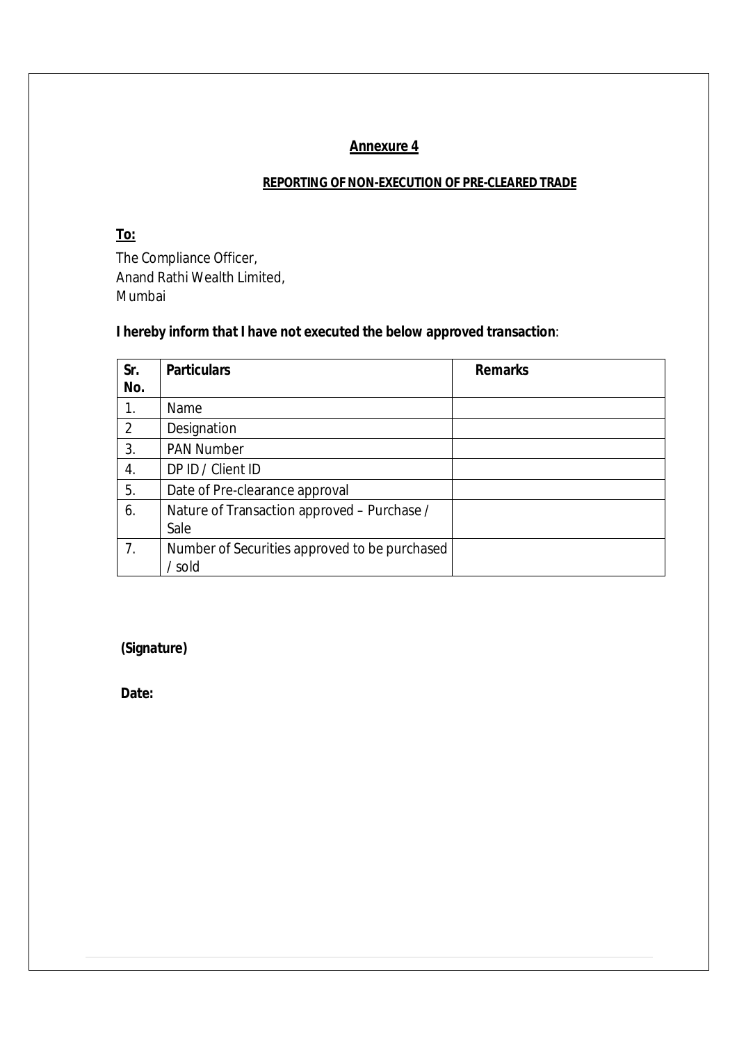## Annexure 4

### REPORTING OF NON-EXECUTION OF PRE-CLEARED TRADE

**To:**

The Compliance Officer,
Anand Rathi Wealth Limited,
Mumbai

**I hereby inform that I have not executed the below approved transaction**:

| Sr. No. | Particulars | Remarks |
|---|---|---|
| 1. | Name | |
| 2 | Designation | |
| 3. | PAN Number | |
| 4. | DP ID / Client ID | |
| 5. | Date of Pre-clearance approval | |
| 6. | Nature of Transaction approved – Purchase / Sale | |
| 7. | Number of Securities approved to be purchased / sold | |

**(Signature)**

**Date:**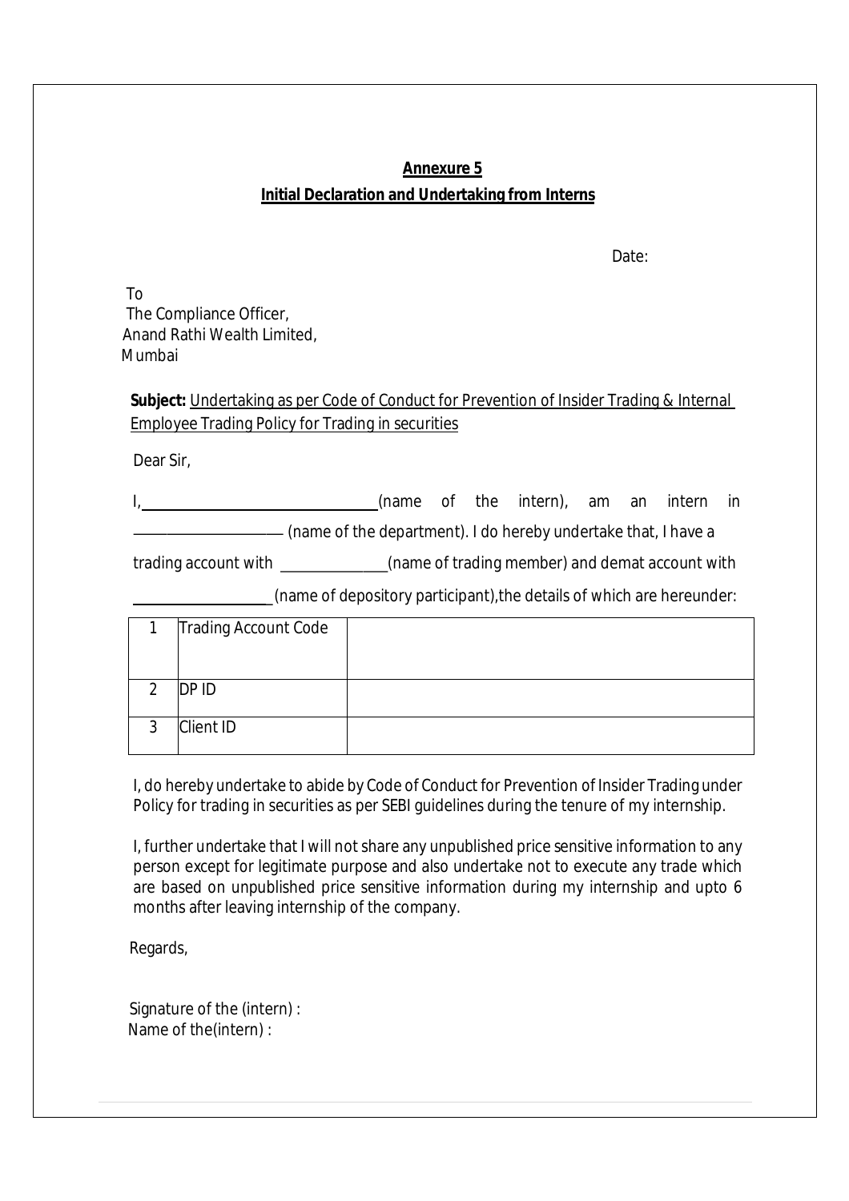**Annexure 5**

**Initial Declaration and Undertaking from Interns**

Date:

To
The Compliance Officer,
Anand Rathi Wealth Limited,
Mumbai

**Subject:** Undertaking as per Code of Conduct for Prevention of Insider Trading & Internal Employee Trading Policy for Trading in securities

Dear Sir,

I, ______________________________(name of the intern), am an intern in __________________ (name of the department). I do hereby undertake that, I have a trading account with _____________(name of trading member) and demat account with __________________ (name of depository participant),the details of which are hereunder:

| | | |
|---|---|---|
| 1 | Trading Account Code | |
| 2 | DP ID | |
| 3 | Client ID | |

I, do hereby undertake to abide by Code of Conduct for Prevention of Insider Trading under Policy for trading in securities as per SEBI guidelines during the tenure of my internship.

I, further undertake that I will not share any unpublished price sensitive information to any person except for legitimate purpose and also undertake not to execute any trade which are based on unpublished price sensitive information during my internship and upto 6 months after leaving internship of the company.

Regards,

Signature of the (intern) :
Name of the(intern) :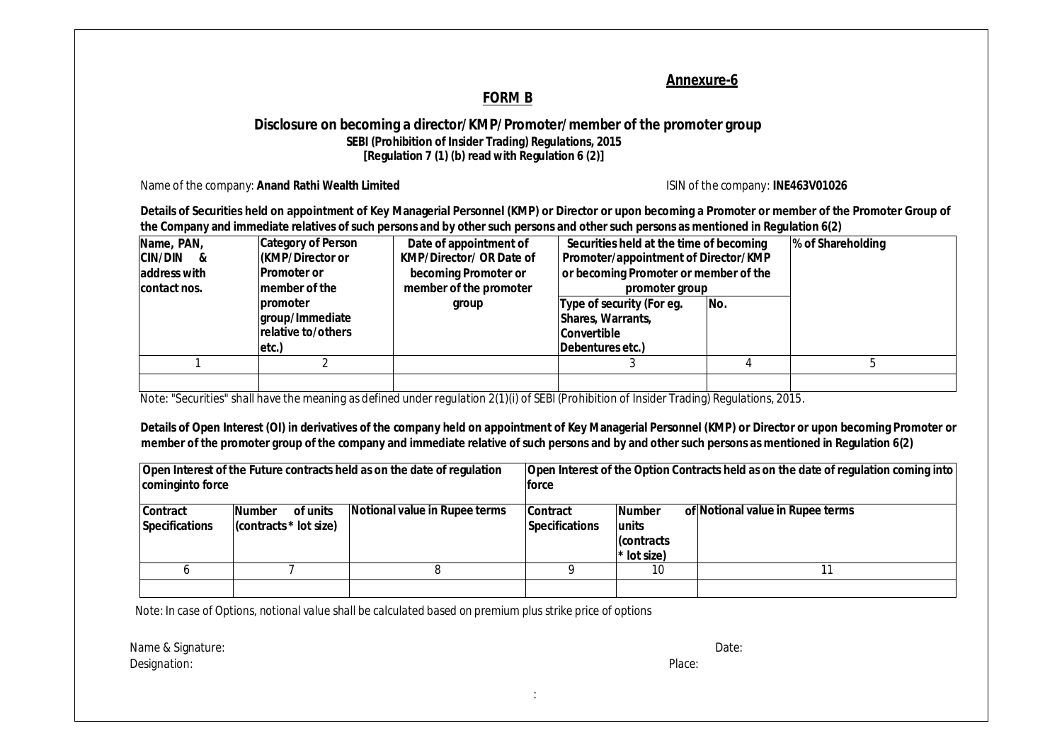**Annexure-6**

## FORM B

### Disclosure on becoming a director/KMP/Promoter/member of the promoter group

**SEBI (Prohibition of Insider Trading) Regulations, 2015**
**[Regulation 7 (1) (b) read with Regulation 6 (2)]**

Name of the company: **Anand Rathi Wealth Limited**

ISIN of the company: **INE463V01026**

**Details of Securities held on appointment of Key Managerial Personnel (KMP) or Director or upon becoming a Promoter or member of the Promoter Group of the Company and immediate relatives of such persons and by other such persons and other such persons as mentioned in Regulation 6(2)**

| Name, PAN, CIN/DIN & address with contact nos. | Category of Person (KMP/Director or Promoter or member of the promoter group/Immediate relative to/others etc.) | Date of appointment of KMP/Director/ OR Date of becoming Promoter or member of the promoter group | Securities held at the time of becoming Promoter/appointment of Director/KMP or becoming Promoter or member of the promoter group | | % of Shareholding |
|---|---|---|---|---|---|
| | | | Type of security (For eg. Shares, Warrants, Convertible Debentures etc.) | No. | |
| 1 | 2 | | 3 | 4 | 5 |
| | | | | | |

Note: "Securities" shall have the meaning as defined under regulation 2(1)(i) of SEBI (Prohibition of Insider Trading) Regulations, 2015.

**Details of Open Interest (OI) in derivatives of the company held on appointment of Key Managerial Personnel (KMP) or Director or upon becoming Promoter or member of the promoter group of the company and immediate relative of such persons and by and other such persons as mentioned in Regulation 6(2)**

| Open Interest of the Future contracts held as on the date of regulation cominginto force | | | Open Interest of the Option Contracts held as on the date of regulation coming into force | | |
|---|---|---|---|---|---|
| Contract Specifications | Number of units (contracts * lot size) | Notional value in Rupee terms | Contract Specifications | Number of units (contracts * lot size) | Notional value in Rupee terms |
| 6 | 7 | 8 | 9 | 10 | 11 |
| | | | | | |

Note: In case of Options, notional value shall be calculated based on premium plus strike price of options

Name & Signature:

Designation:

Date:

Place: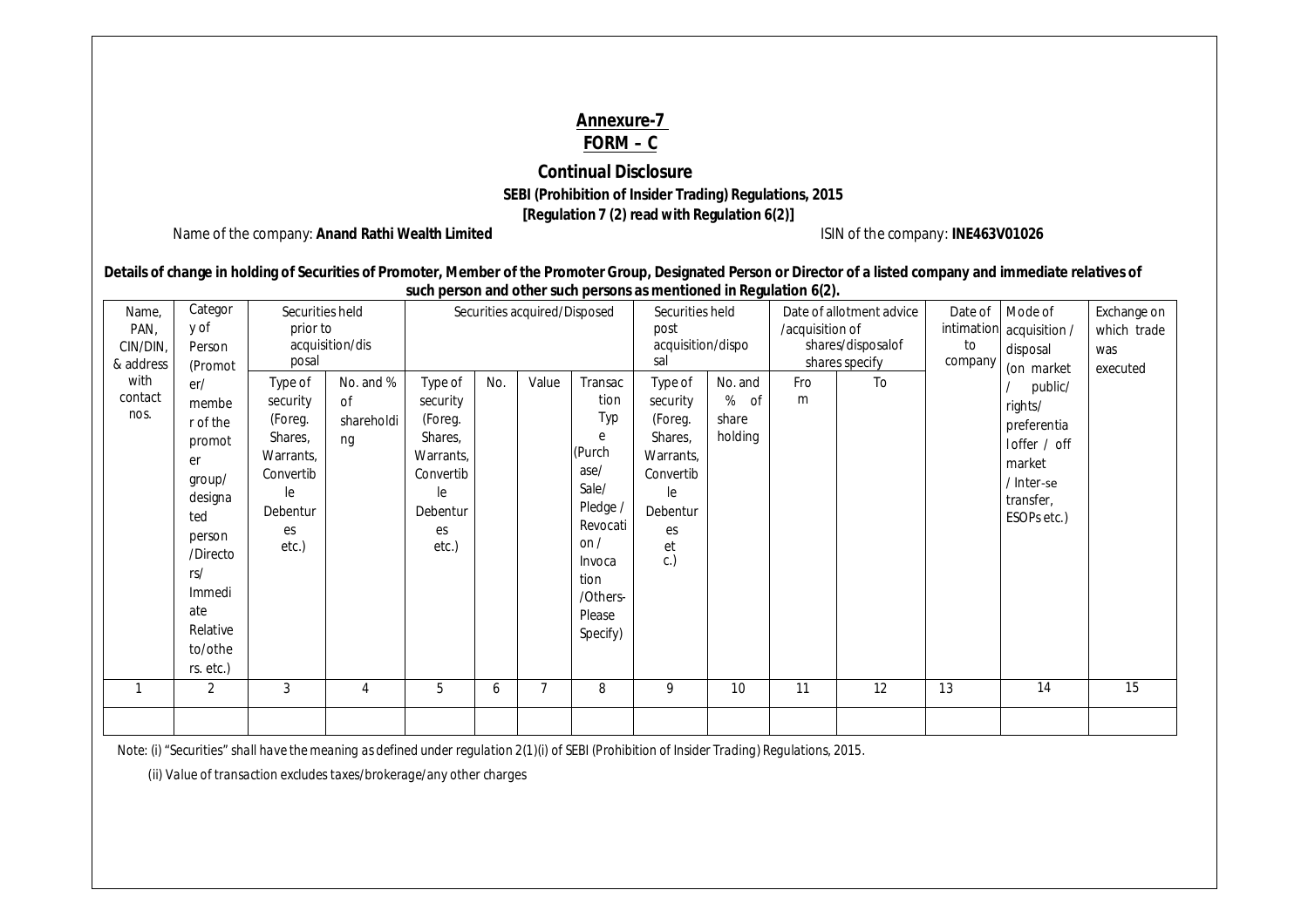## Annexure-7

## FORM – C

**Continual Disclosure**

**SEBI (Prohibition of Insider Trading) Regulations, 2015**

**[Regulation 7 (2) read with Regulation 6(2)]**

Name of the company: **Anand Rathi Wealth Limited**

ISIN of the company: **INE463V01026**

**Details of change in holding of Securities of Promoter, Member of the Promoter Group, Designated Person or Director of a listed company and immediate relatives of such person and other such persons as mentioned in Regulation 6(2).**

| Name, PAN, CIN/DIN, & address with contact nos. | Category of Person (Promoter/ member of the promoter group/ designated person /Directors/ Immediate Relative to/others etc.) | Securities held prior to acquisition/disposal | | Securities acquired/Disposed | | | | Securities held post acquisition/disposal | | Date of allotment advice /acquisition of shares/disposalof shares specify | | Date of intimation to company | Mode of acquisition / disposal (on market / public/ rights/ preferential offer / off market / Inter-se transfer, ESOPs etc.) | Exchange on which trade was executed |
|---|---|---|---|---|---|---|---|---|---|---|---|---|---|---|
| | | Type of security (Foreg. Shares, Warrants, Convertible Debentures etc.) | No. and % of shareholding | Type of security (Foreg. Shares, Warrants, Convertible Debentures etc.) | No. | Value | Transaction Type (Purchase/ Sale/ Pledge / Revocation / Invocation /Others- Please Specify) | Type of security (Foreg. Shares, Warrants, Convertible Debentures etc.) | No. and % of share holding | From | To | | | |
| 1 | 2 | 3 | 4 | 5 | 6 | 7 | 8 | 9 | 10 | 11 | 12 | 13 | 14 | 15 |
| | | | | | | | | | | | | | | |

Note: (i) "Securities" shall have the meaning as defined under regulation 2(1)(i) of SEBI (Prohibition of Insider Trading) Regulations, 2015.

(ii) Value of transaction excludes taxes/brokerage/any other charges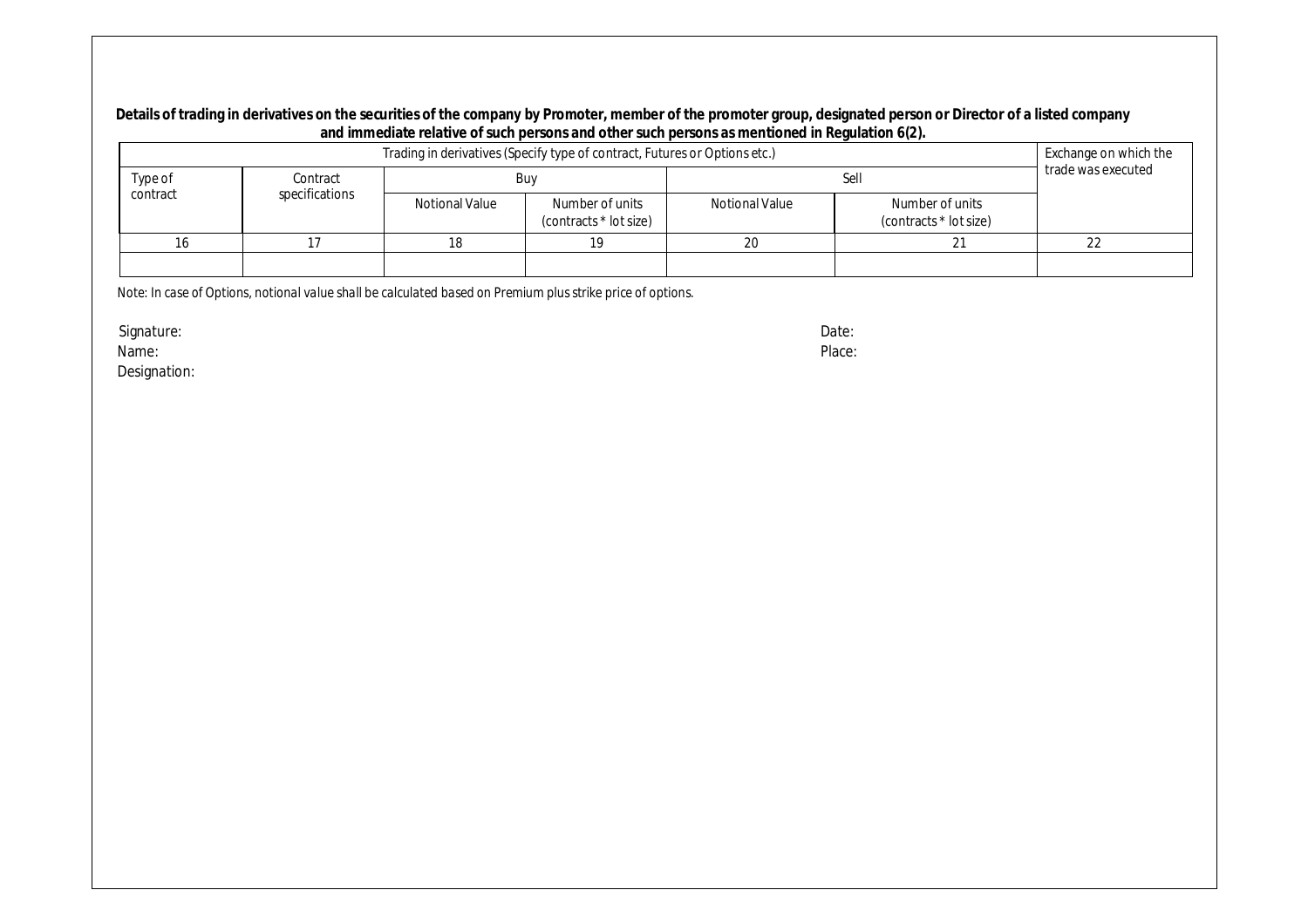**Details of trading in derivatives on the securities of the company by Promoter, member of the promoter group, designated person or Director of a listed company and immediate relative of such persons and other such persons as mentioned in Regulation 6(2).**

| Trading in derivatives (Specify type of contract, Futures or Options etc.) | | | | | | Exchange on which the trade was executed |
|---|---|---|---|---|---|---|
| Type of contract | Contract specifications | Buy | | Sell | | |
| | | Notional Value | Number of units (contracts * lot size) | Notional Value | Number of units (contracts * lot size) | |
| 16 | 17 | 18 | 19 | 20 | 21 | 22 |
| | | | | | | |

Note: In case of Options, notional value shall be calculated based on Premium plus strike price of options.

Signature:

Name:

Designation:

Date:

Place: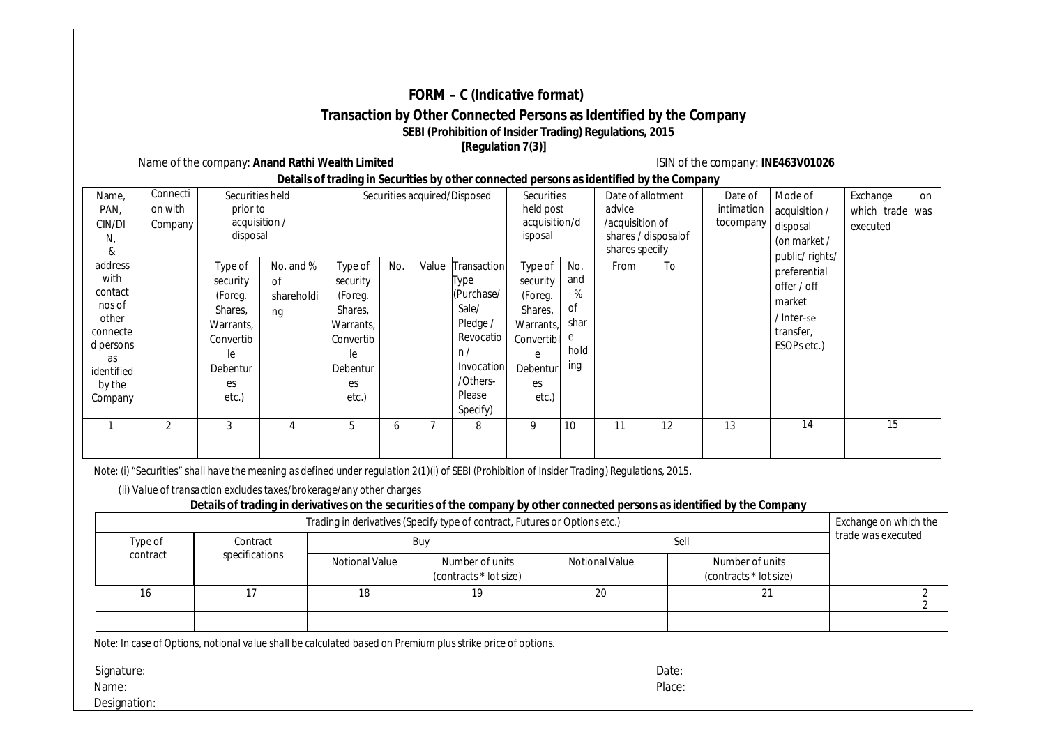## FORM – C (Indicative format)

### Transaction by Other Connected Persons as Identified by the Company

**SEBI (Prohibition of Insider Trading) Regulations, 2015**

**[Regulation 7(3)]**

Name of the company: **Anand Rathi Wealth Limited** ISIN of the company: **INE463V01026**

**Details of trading in Securities by other connected persons as identified by the Company**

| Name, PAN, CIN/DIN, & address with contact nos of other connected persons as identified by the Company | Connection with Company | Securities held prior to acquisition / disposal | | Securities acquired/Disposed | | | | Securities held post acquisition/disposal | | Date of allotment advice /acquisition of shares / disposalof shares specify | | Date of intimation tocompany | Mode of acquisition / disposal (on market / public/ rights/ preferential offer / off market / Inter-se transfer, ESOPs etc.) | Exchange on which trade was executed |
|---|---|---|---|---|---|---|---|---|---|---|---|---|---|---|
| | | Type of security (Foreg. Shares, Warrants, Convertible Debentures etc.) | No. and % of shareholding | Type of security (Foreg. Shares, Warrants, Convertible Debentures etc.) | No. | Value | Transaction Type (Purchase/ Sale/ Pledge / Revocation / Invocation /Others- Please Specify) | Type of security (Foreg. Shares, Warrants, Convertible Debentures etc.) | No. and % of shareholding | From | To | | | |
| 1 | 2 | 3 | 4 | 5 | 6 | 7 | 8 | 9 | 10 | 11 | 12 | 13 | 14 | 15 |
| | | | | | | | | | | | | | | |

Note: (i) "Securities" shall have the meaning as defined under regulation 2(1)(i) of SEBI (Prohibition of Insider Trading) Regulations, 2015.

(ii) Value of transaction excludes taxes/brokerage/any other charges

**Details of trading in derivatives on the securities of the company by other connected persons as identified by the Company**

| Trading in derivatives (Specify type of contract, Futures or Options etc.) | | | | | | Exchange on which the trade was executed |
|---|---|---|---|---|---|---|
| Type of contract | Contract specifications | Buy | | Sell | | |
| | | Notional Value | Number of units (contracts * lot size) | Notional Value | Number of units (contracts * lot size) | |
| 16 | 17 | 18 | 19 | 20 | 21 | 22 |
| | | | | | | |

Note: In case of Options, notional value shall be calculated based on Premium plus strike price of options.

Signature:

Name:

Designation:

Date:

Place: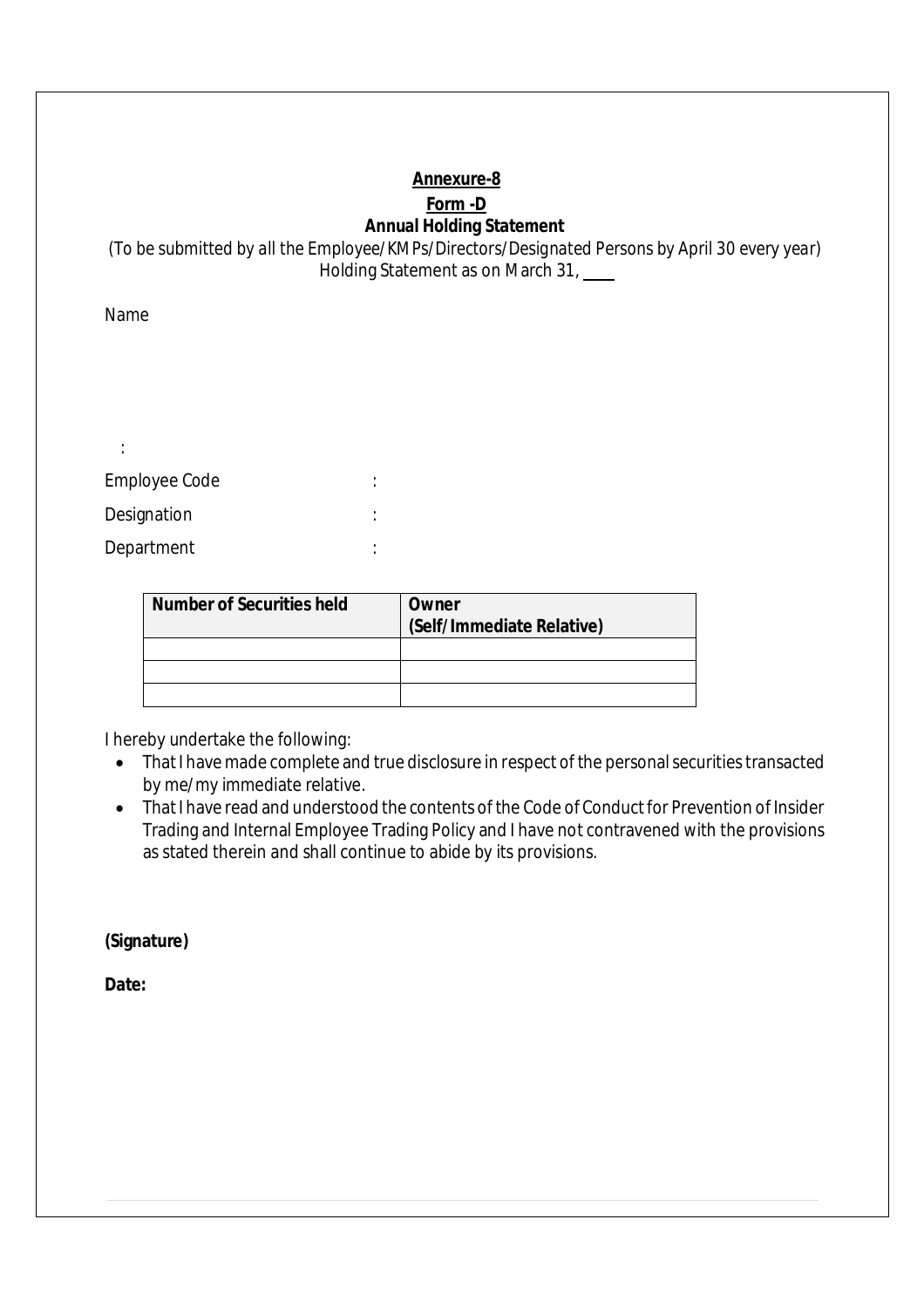**Annexure-8**

**Form -D**

**Annual Holding Statement**

*(To be submitted by all the Employee/KMPs/Directors/Designated Persons by April 30 every year)*

Holding Statement as on March 31, ____

Name

:

Employee Code :

Designation :

Department :

| Number of Securities held | Owner (Self/Immediate Relative) |
|---|---|
| | |
| | |
| | |

I hereby undertake the following:

- That I have made complete and true disclosure in respect of the personal securities transacted by me/my immediate relative.
- That I have read and understood the contents of the Code of Conduct for Prevention of Insider Trading and Internal Employee Trading Policy and I have not contravened with the provisions as stated therein and shall continue to abide by its provisions.

**(Signature)**

**Date:**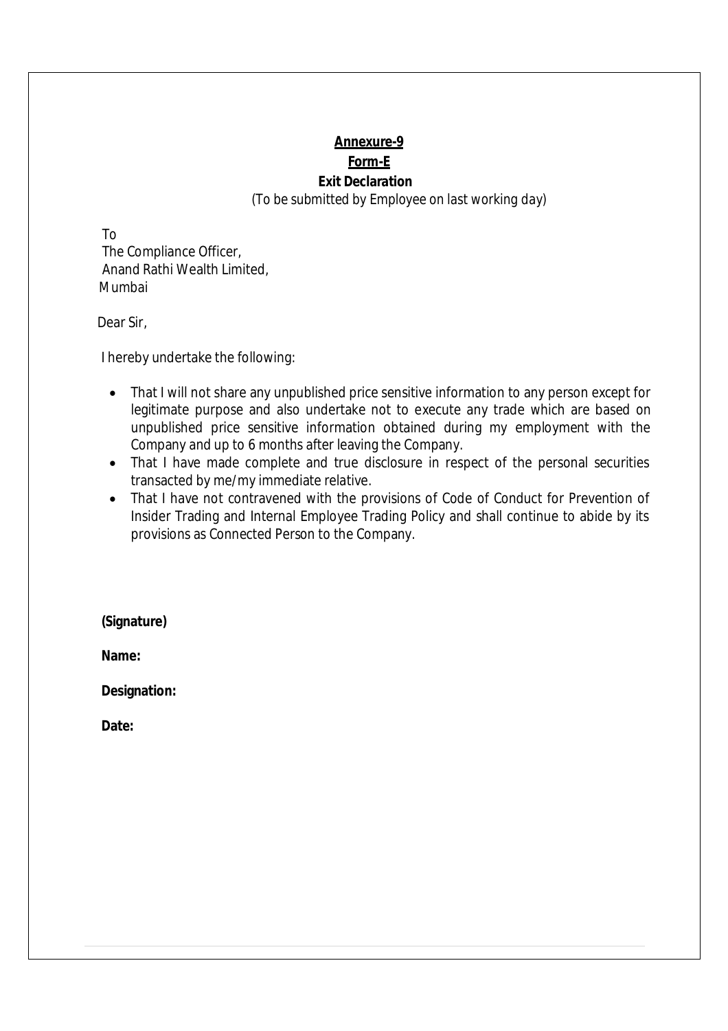**Annexure-9**

**Form-E**

**Exit Declaration**

(To be submitted by Employee on last working day)

To
The Compliance Officer,
Anand Rathi Wealth Limited,
Mumbai

Dear Sir,

I hereby undertake the following:

- That I will not share any unpublished price sensitive information to any person except for legitimate purpose and also undertake not to execute any trade which are based on unpublished price sensitive information obtained during my employment with the Company and up to 6 months after leaving the Company.
- That I have made complete and true disclosure in respect of the personal securities transacted by me/my immediate relative.
- That I have not contravened with the provisions of Code of Conduct for Prevention of Insider Trading and Internal Employee Trading Policy and shall continue to abide by its provisions as Connected Person to the Company.

**(Signature)**

**Name:**

**Designation:**

**Date:**